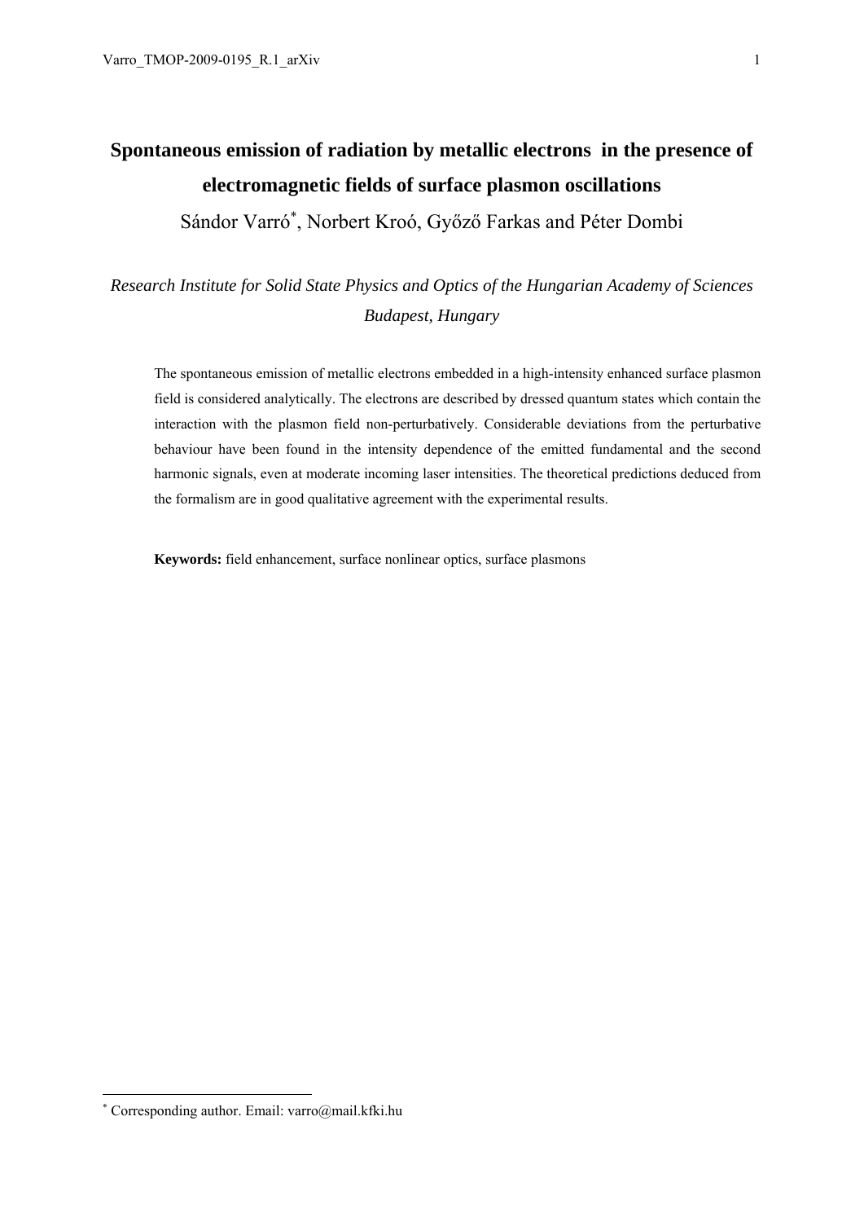# Spontaneous emission of radiation by metallic electrons in the presence of electromagnetic fields of surface plasmon oscillations

Sándor Varró[*], Norbert Kroó, Győző Farkas and Péter Dombi

*Research Institute for Solid State Physics and Optics of the Hungarian Academy of Sciences Budapest, Hungary*

The spontaneous emission of metallic electrons embedded in a high-intensity enhanced surface plasmon field is considered analytically. The electrons are described by dressed quantum states which contain the interaction with the plasmon field non-perturbatively. Considerable deviations from the perturbative behaviour have been found in the intensity dependence of the emitted fundamental and the second harmonic signals, even at moderate incoming laser intensities. The theoretical predictions deduced from the formalism are in good qualitative agreement with the experimental results.

**Keywords:** field enhancement, surface nonlinear optics, surface plasmons

---

[*] Corresponding author. Email: varro@mail.kfki.hu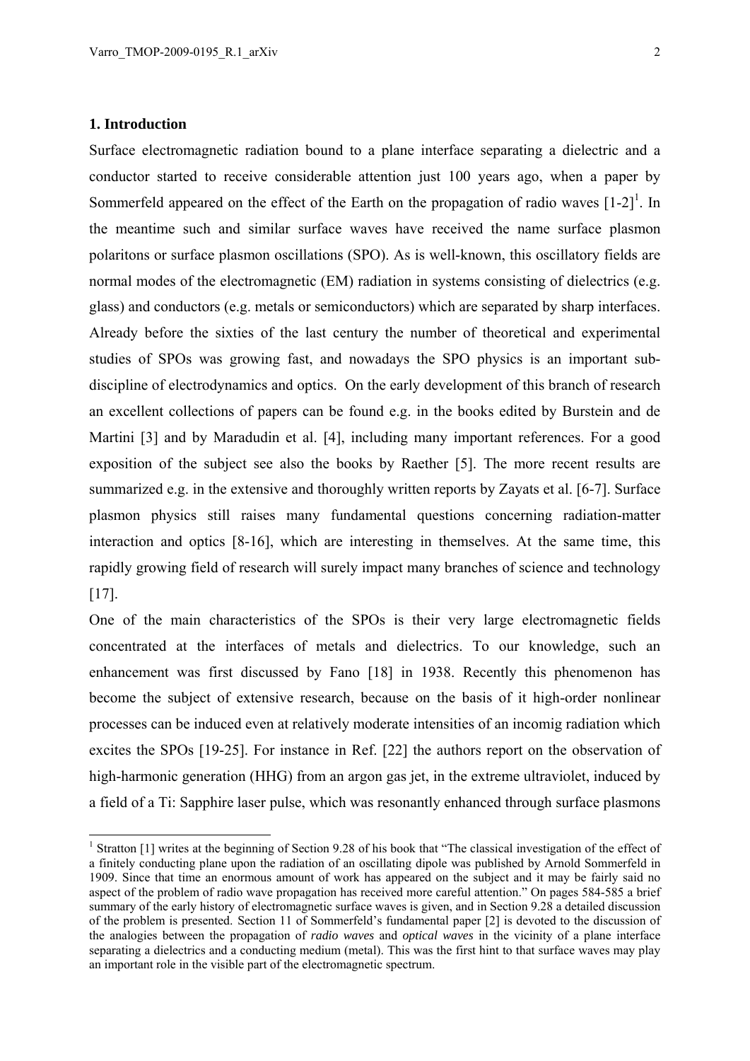## 1. Introduction

Surface electromagnetic radiation bound to a plane interface separating a dielectric and a conductor started to receive considerable attention just 100 years ago, when a paper by Sommerfeld appeared on the effect of the Earth on the propagation of radio waves [1-2][1]. In the meantime such and similar surface waves have received the name surface plasmon polaritons or surface plasmon oscillations (SPO). As is well-known, this oscillatory fields are normal modes of the electromagnetic (EM) radiation in systems consisting of dielectrics (e.g. glass) and conductors (e.g. metals or semiconductors) which are separated by sharp interfaces. Already before the sixties of the last century the number of theoretical and experimental studies of SPOs was growing fast, and nowadays the SPO physics is an important sub-discipline of electrodynamics and optics. On the early development of this branch of research an excellent collections of papers can be found e.g. in the books edited by Burstein and de Martini [3] and by Maradudin et al. [4], including many important references. For a good exposition of the subject see also the books by Raether [5]. The more recent results are summarized e.g. in the extensive and thoroughly written reports by Zayats et al. [6-7]. Surface plasmon physics still raises many fundamental questions concerning radiation-matter interaction and optics [8-16], which are interesting in themselves. At the same time, this rapidly growing field of research will surely impact many branches of science and technology [17].

One of the main characteristics of the SPOs is their very large electromagnetic fields concentrated at the interfaces of metals and dielectrics. To our knowledge, such an enhancement was first discussed by Fano [18] in 1938. Recently this phenomenon has become the subject of extensive research, because on the basis of it high-order nonlinear processes can be induced even at relatively moderate intensities of an incomig radiation which excites the SPOs [19-25]. For instance in Ref. [22] the authors report on the observation of high-harmonic generation (HHG) from an argon gas jet, in the extreme ultraviolet, induced by a field of a Ti: Sapphire laser pulse, which was resonantly enhanced through surface plasmons

[1] Stratton [1] writes at the beginning of Section 9.28 of his book that "The classical investigation of the effect of a finitely conducting plane upon the radiation of an oscillating dipole was published by Arnold Sommerfeld in 1909. Since that time an enormous amount of work has appeared on the subject and it may be fairly said no aspect of the problem of radio wave propagation has received more careful attention." On pages 584-585 a brief summary of the early history of electromagnetic surface waves is given, and in Section 9.28 a detailed discussion of the problem is presented. Section 11 of Sommerfeld's fundamental paper [2] is devoted to the discussion of the analogies between the propagation of *radio waves* and *optical waves* in the vicinity of a plane interface separating a dielectrics and a conducting medium (metal). This was the first hint to that surface waves may play an important role in the visible part of the electromagnetic spectrum.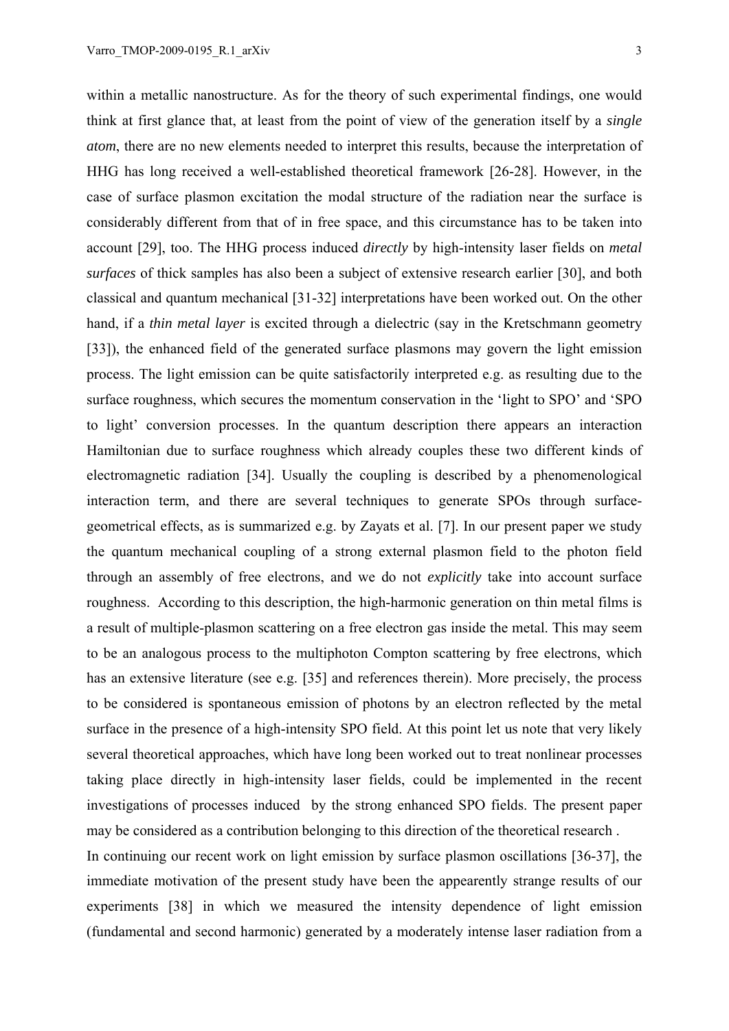within a metallic nanostructure. As for the theory of such experimental findings, one would think at first glance that, at least from the point of view of the generation itself by a *single atom*, there are no new elements needed to interpret this results, because the interpretation of HHG has long received a well-established theoretical framework [26-28]. However, in the case of surface plasmon excitation the modal structure of the radiation near the surface is considerably different from that of in free space, and this circumstance has to be taken into account [29], too. The HHG process induced *directly* by high-intensity laser fields on *metal surfaces* of thick samples has also been a subject of extensive research earlier [30], and both classical and quantum mechanical [31-32] interpretations have been worked out. On the other hand, if a *thin metal layer* is excited through a dielectric (say in the Kretschmann geometry [33]), the enhanced field of the generated surface plasmons may govern the light emission process. The light emission can be quite satisfactorily interpreted e.g. as resulting due to the surface roughness, which secures the momentum conservation in the 'light to SPO' and 'SPO to light' conversion processes. In the quantum description there appears an interaction Hamiltonian due to surface roughness which already couples these two different kinds of electromagnetic radiation [34]. Usually the coupling is described by a phenomenological interaction term, and there are several techniques to generate SPOs through surface-geometrical effects, as is summarized e.g. by Zayats et al. [7]. In our present paper we study the quantum mechanical coupling of a strong external plasmon field to the photon field through an assembly of free electrons, and we do not *explicitly* take into account surface roughness. According to this description, the high-harmonic generation on thin metal films is a result of multiple-plasmon scattering on a free electron gas inside the metal. This may seem to be an analogous process to the multiphoton Compton scattering by free electrons, which has an extensive literature (see e.g. [35] and references therein). More precisely, the process to be considered is spontaneous emission of photons by an electron reflected by the metal surface in the presence of a high-intensity SPO field. At this point let us note that very likely several theoretical approaches, which have long been worked out to treat nonlinear processes taking place directly in high-intensity laser fields, could be implemented in the recent investigations of processes induced by the strong enhanced SPO fields. The present paper may be considered as a contribution belonging to this direction of the theoretical research .

In continuing our recent work on light emission by surface plasmon oscillations [36-37], the immediate motivation of the present study have been the appearently strange results of our experiments [38] in which we measured the intensity dependence of light emission (fundamental and second harmonic) generated by a moderately intense laser radiation from a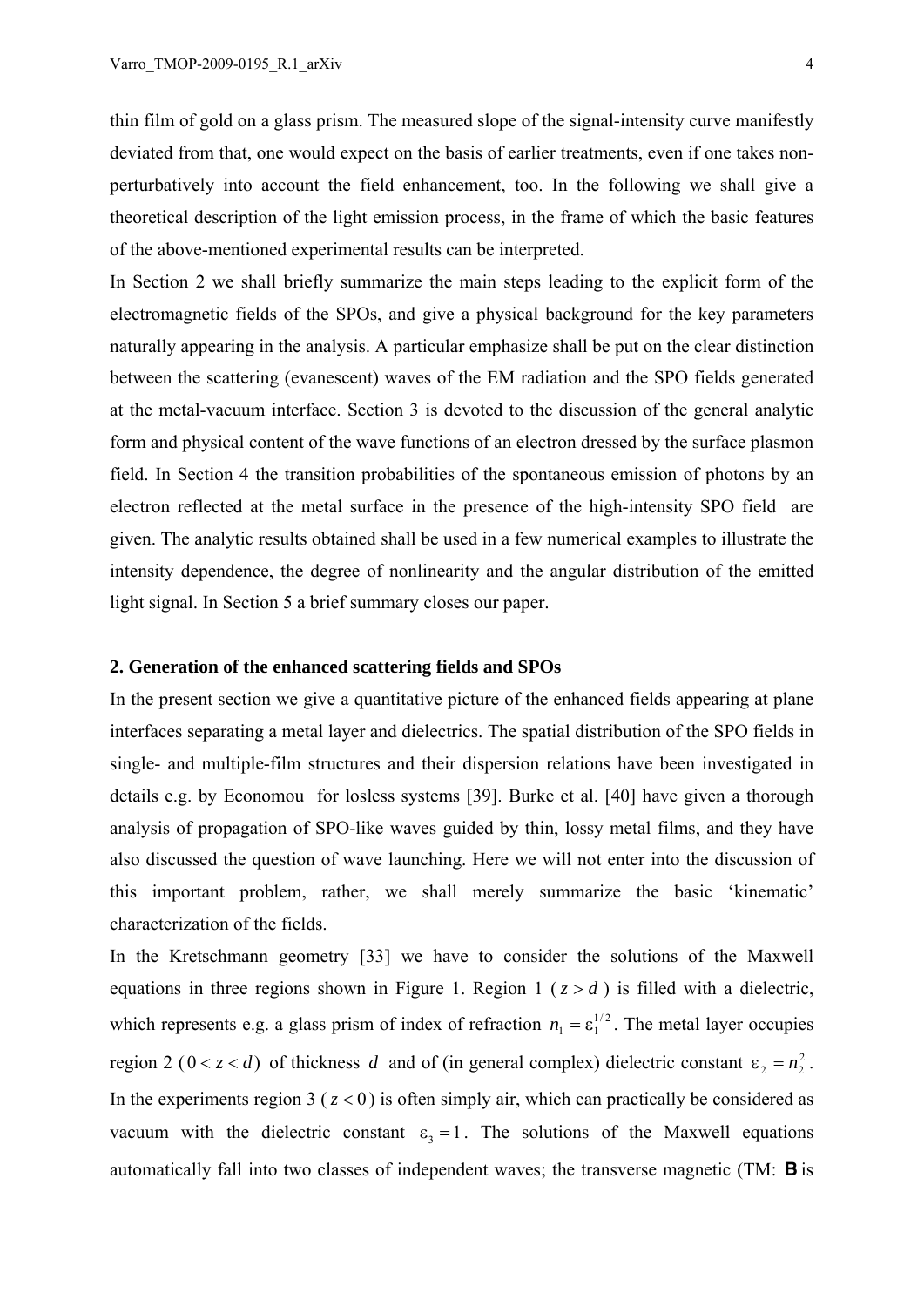thin film of gold on a glass prism. The measured slope of the signal-intensity curve manifestly deviated from that, one would expect on the basis of earlier treatments, even if one takes non-perturbatively into account the field enhancement, too. In the following we shall give a theoretical description of the light emission process, in the frame of which the basic features of the above-mentioned experimental results can be interpreted.

In Section 2 we shall briefly summarize the main steps leading to the explicit form of the electromagnetic fields of the SPOs, and give a physical background for the key parameters naturally appearing in the analysis. A particular emphasize shall be put on the clear distinction between the scattering (evanescent) waves of the EM radiation and the SPO fields generated at the metal-vacuum interface. Section 3 is devoted to the discussion of the general analytic form and physical content of the wave functions of an electron dressed by the surface plasmon field. In Section 4 the transition probabilities of the spontaneous emission of photons by an electron reflected at the metal surface in the presence of the high-intensity SPO field are given. The analytic results obtained shall be used in a few numerical examples to illustrate the intensity dependence, the degree of nonlinearity and the angular distribution of the emitted light signal. In Section 5 a brief summary closes our paper.

## 2. Generation of the enhanced scattering fields and SPOs

In the present section we give a quantitative picture of the enhanced fields appearing at plane interfaces separating a metal layer and dielectrics. The spatial distribution of the SPO fields in single- and multiple-film structures and their dispersion relations have been investigated in details e.g. by Economou for losless systems [39]. Burke et al. [40] have given a thorough analysis of propagation of SPO-like waves guided by thin, lossy metal films, and they have also discussed the question of wave launching. Here we will not enter into the discussion of this important problem, rather, we shall merely summarize the basic 'kinematic' characterization of the fields.

In the Kretschmann geometry [33] we have to consider the solutions of the Maxwell equations in three regions shown in Figure 1. Region 1 ( $z > d$ ) is filled with a dielectric, which represents e.g. a glass prism of index of refraction $n_1 = \varepsilon_1^{1/2}$. The metal layer occupies region 2 ( $0 < z < d$ ) of thickness $d$ and of (in general complex) dielectric constant $\varepsilon_2 = n_2^2$. In the experiments region 3 ( $z < 0$ ) is often simply air, which can practically be considered as vacuum with the dielectric constant $\varepsilon_3 = 1$. The solutions of the Maxwell equations automatically fall into two classes of independent waves; the transverse magnetic (TM: $\mathbf{B}$ is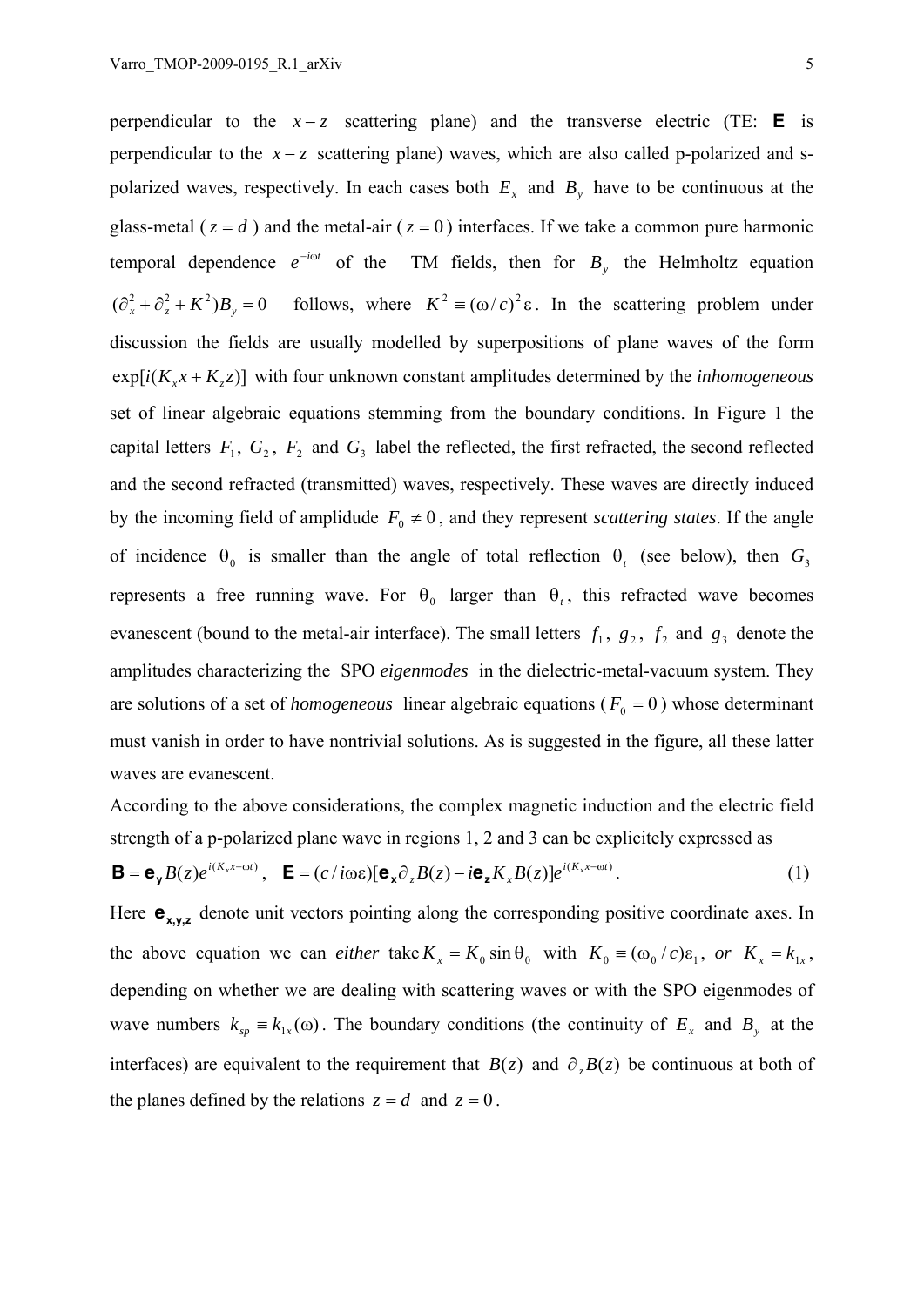perpendicular to the $x - z$ scattering plane) and the transverse electric (TE: $\mathbf{E}$ is perpendicular to the $x - z$ scattering plane) waves, which are also called p-polarized and s-polarized waves, respectively. In each cases both $E_x$ and $B_y$ have to be continuous at the glass-metal ( $z = d$ ) and the metal-air ( $z = 0$ ) interfaces. If we take a common pure harmonic temporal dependence $e^{-i\omega t}$ of the TM fields, then for $B_y$ the Helmholtz equation $(\partial_x^2 + \partial_z^2 + K^2)B_y = 0$ follows, where $K^2 \equiv (\omega / c)^2 \varepsilon$. In the scattering problem under discussion the fields are usually modelled by superpositions of plane waves of the form $\exp[i(K_x x + K_z z)]$ with four unknown constant amplitudes determined by the *inhomogeneous* set of linear algebraic equations stemming from the boundary conditions. In Figure 1 the capital letters $F_1$, $G_2$, $F_2$ and $G_3$ label the reflected, the first refracted, the second reflected and the second refracted (transmitted) waves, respectively. These waves are directly induced by the incoming field of amplitude $F_0 \neq 0$, and they represent *scattering states*. If the angle of incidence $\theta_0$ is smaller than the angle of total reflection $\theta_t$ (see below), then $G_3$ represents a free running wave. For $\theta_0$ larger than $\theta_t$, this refracted wave becomes evanescent (bound to the metal-air interface). The small letters $f_1$, $g_2$, $f_2$ and $g_3$ denote the amplitudes characterizing the SPO *eigenmodes* in the dielectric-metal-vacuum system. They are solutions of a set of *homogeneous* linear algebraic equations ( $F_0 = 0$ ) whose determinant must vanish in order to have nontrivial solutions. As is suggested in the figure, all these latter waves are evanescent.

According to the above considerations, the complex magnetic induction and the electric field strength of a p-polarized plane wave in regions 1, 2 and 3 can be explicitely expressed as

$$\mathbf{B} = \mathbf{e_y} B(z) e^{i(K_x x - \omega t)}, \quad \mathbf{E} = (c / i\omega\varepsilon)[\mathbf{e_x} \partial_z B(z) - i\mathbf{e_z} K_x B(z)] e^{i(K_x x - \omega t)}. \tag{1}$$

Here $\mathbf{e_{x,y,z}}$ denote unit vectors pointing along the corresponding positive coordinate axes. In the above equation we can *either* take $K_x = K_0 \sin\theta_0$ with $K_0 \equiv (\omega_0 / c)\varepsilon_1$, *or* $K_x = k_{1x}$, depending on whether we are dealing with scattering waves or with the SPO eigenmodes of wave numbers $k_{sp} \equiv k_{1x}(\omega)$. The boundary conditions (the continuity of $E_x$ and $B_y$ at the interfaces) are equivalent to the requirement that $B(z)$ and $\partial_z B(z)$ be continuous at both of the planes defined by the relations $z = d$ and $z = 0$.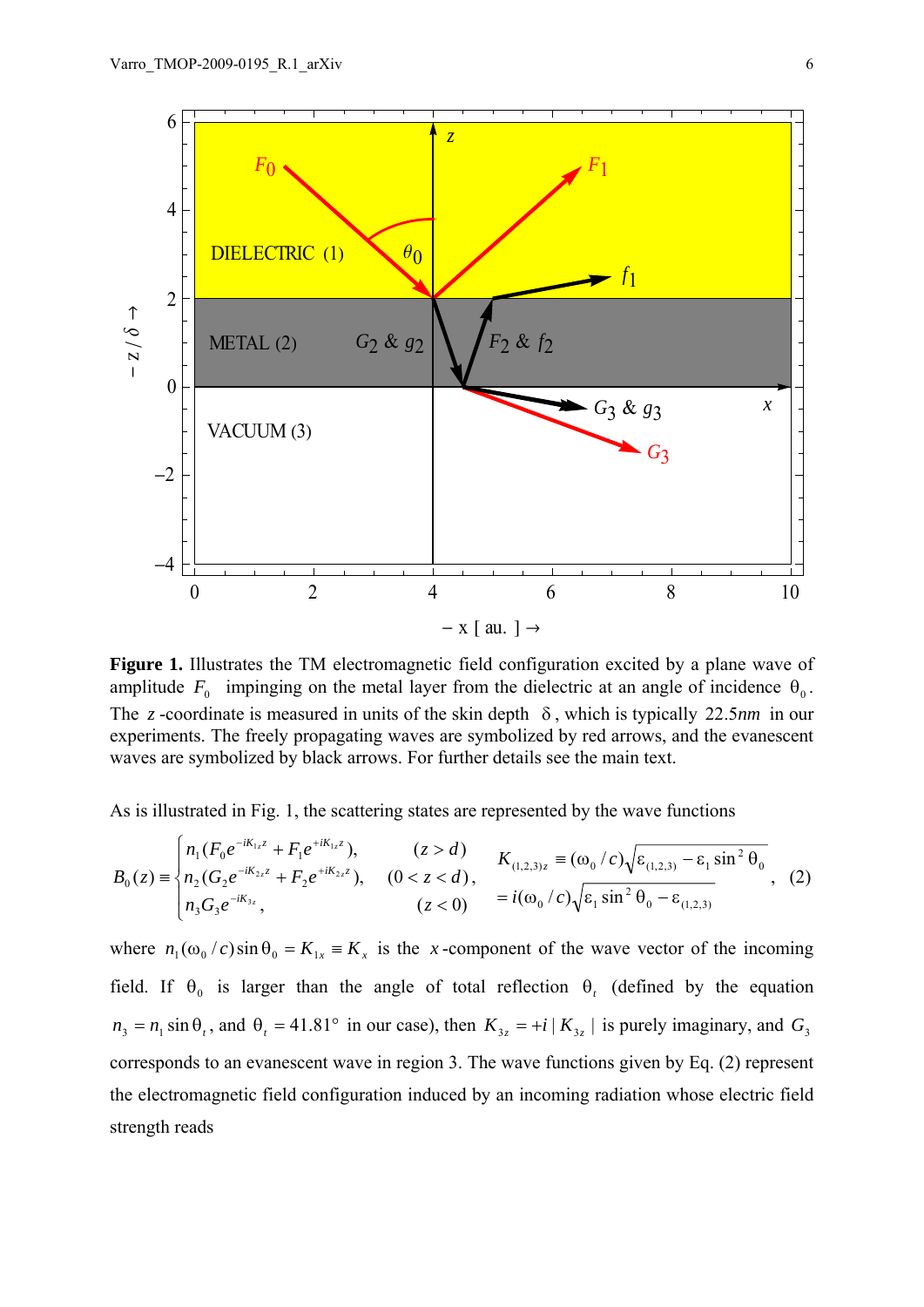**Figure 1.** Illustrates the TM electromagnetic field configuration excited by a plane wave of amplitude $F_0$ impinging on the metal layer from the dielectric at an angle of incidence $\theta_0$. The $z$-coordinate is measured in units of the skin depth $\delta$, which is typically $22.5nm$ in our experiments. The freely propagating waves are symbolized by red arrows, and the evanescent waves are symbolized by black arrows. For further details see the main text.

As is illustrated in Fig. 1, the scattering states are represented by the wave functions

$$B_0(z) \equiv \begin{cases} n_1(F_0 e^{-iK_{1z}z} + F_1 e^{+iK_{1z}z}), & (z > d) \\ n_2(G_2 e^{-iK_{2z}z} + F_2 e^{+iK_{2z}z}), & (0 < z < d), \\ n_3 G_3 e^{-iK_{3z}}, & (z < 0) \end{cases} \quad \begin{aligned} K_{(1,2,3)z} &\equiv (\omega_0/c)\sqrt{\varepsilon_{(1,2,3)} - \varepsilon_1 \sin^2\theta_0} \\ &= i(\omega_0/c)\sqrt{\varepsilon_1 \sin^2\theta_0 - \varepsilon_{(1,2,3)}} \end{aligned}, \quad (2)$$

where $n_1(\omega_0/c)\sin\theta_0 = K_{1x} \equiv K_x$ is the $x$-component of the wave vector of the incoming field. If $\theta_0$ is larger than the angle of total reflection $\theta_t$ (defined by the equation $n_3 = n_1 \sin\theta_t$, and $\theta_t = 41.81°$ in our case), then $K_{3z} = +i|K_{3z}|$ is purely imaginary, and $G_3$ corresponds to an evanescent wave in region 3. The wave functions given by Eq. (2) represent the electromagnetic field configuration induced by an incoming radiation whose electric field strength reads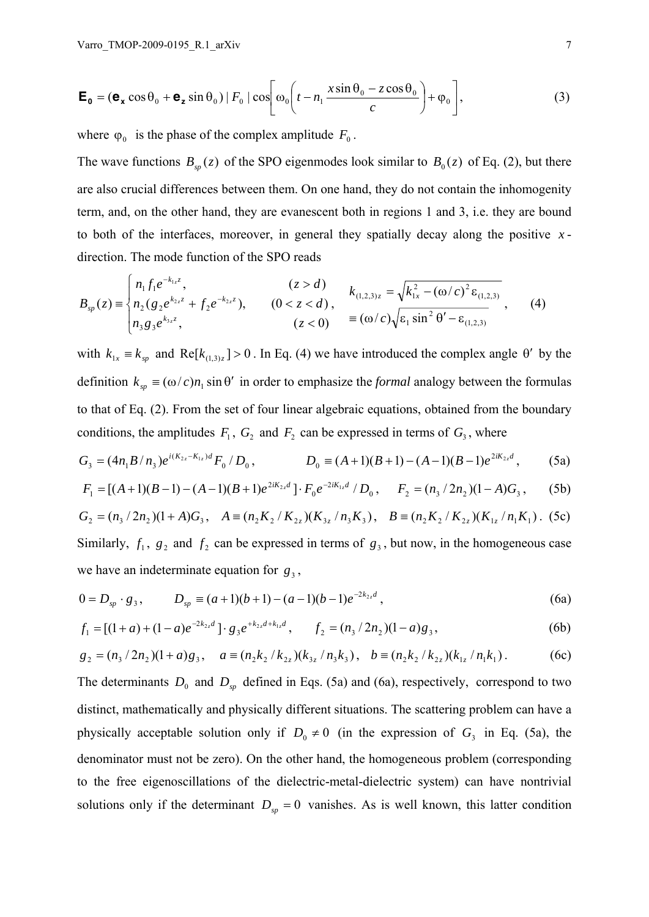$$\mathbf{E_0} = (\mathbf{e_x} \cos\theta_0 + \mathbf{e_z} \sin\theta_0)\,|\,F_0\,|\cos\left[\omega_0\left(t - n_1 \frac{x\sin\theta_0 - z\cos\theta_0}{c}\right) + \varphi_0\right], \tag{3}$$

where $\varphi_0$ is the phase of the complex amplitude $F_0$.

The wave functions $B_{sp}(z)$ of the SPO eigenmodes look similar to $B_0(z)$ of Eq. (2), but there are also crucial differences between them. On one hand, they do not contain the inhomogenity term, and, on the other hand, they are evanescent both in regions 1 and 3, i.e. they are bound to both of the interfaces, moreover, in general they spatially decay along the positive $x$-direction. The mode function of the SPO reads

$$B_{sp}(z) \equiv \begin{cases} n_1 f_1 e^{-k_{1z}z}, & (z > d) \\ n_2(g_2 e^{k_{2z}z} + f_2 e^{-k_{2z}z}), & (0 < z < d) \\ n_3 g_3 e^{k_{3z}z}, & (z < 0) \end{cases} \quad \begin{aligned} k_{(1,2,3)z} &= \sqrt{k_{1x}^2 - (\omega/c)^2 \varepsilon_{(1,2,3)}} \\ &\equiv (\omega/c)\sqrt{\varepsilon_1 \sin^2\theta' - \varepsilon_{(1,2,3)}} \end{aligned}, \tag{4}$$

with $k_{1x} \equiv k_{sp}$ and $\mathrm{Re}[k_{(1,3)z}] > 0$. In Eq. (4) we have introduced the complex angle $\theta'$ by the definition $k_{sp} \equiv (\omega/c)n_1 \sin\theta'$ in order to emphasize the *formal* analogy between the formulas to that of Eq. (2). From the set of four linear algebraic equations, obtained from the boundary conditions, the amplitudes $F_1$, $G_2$ and $F_2$ can be expressed in terms of $G_3$, where

$$G_3 = (4n_1 B/n_3)e^{i(K_{2z} - K_{1z})d} F_0 / D_0, \qquad D_0 \equiv (A+1)(B+1) - (A-1)(B-1)e^{2iK_{2z}d}, \tag{5a}$$

$$F_1 = [(A+1)(B-1) - (A-1)(B+1)e^{2iK_{2z}d}] \cdot F_0 e^{-2iK_{1z}d} / D_0, \quad F_2 = (n_3/2n_2)(1-A)G_3, \tag{5b}$$

$$G_2 = (n_3/2n_2)(1+A)G_3, \quad A \equiv (n_2 K_2/K_{2z})(K_{3z}/n_3 K_3), \quad B \equiv (n_2 K_2/K_{2z})(K_{1z}/n_1 K_1). \tag{5c}$$

Similarly, $f_1$, $g_2$ and $f_2$ can be expressed in terms of $g_3$, but now, in the homogeneous case we have an indeterminate equation for $g_3$,

$$0 = D_{sp} \cdot g_3, \qquad D_{sp} \equiv (a+1)(b+1) - (a-1)(b-1)e^{-2k_{2z}d}, \tag{6a}$$

$$f_1 = [(1+a) + (1-a)e^{-2k_{2z}d}] \cdot g_3 e^{+k_{2z}d + k_{1z}d}, \qquad f_2 = (n_3/2n_2)(1-a)g_3, \tag{6b}$$

$$g_2 = (n_3/2n_2)(1+a)g_3, \quad a \equiv (n_2 k_2/k_{2z})(k_{3z}/n_3 k_3), \quad b \equiv (n_2 k_2/k_{2z})(k_{1z}/n_1 k_1). \tag{6c}$$

The determinants $D_0$ and $D_{sp}$ defined in Eqs. (5a) and (6a), respectively, correspond to two distinct, mathematically and physically different situations. The scattering problem can have a physically acceptable solution only if $D_0 \neq 0$ (in the expression of $G_3$ in Eq. (5a), the denominator must not be zero). On the other hand, the homogeneous problem (corresponding to the free eigenoscillations of the dielectric-metal-dielectric system) can have nontrivial solutions only if the determinant $D_{sp} = 0$ vanishes. As is well known, this latter condition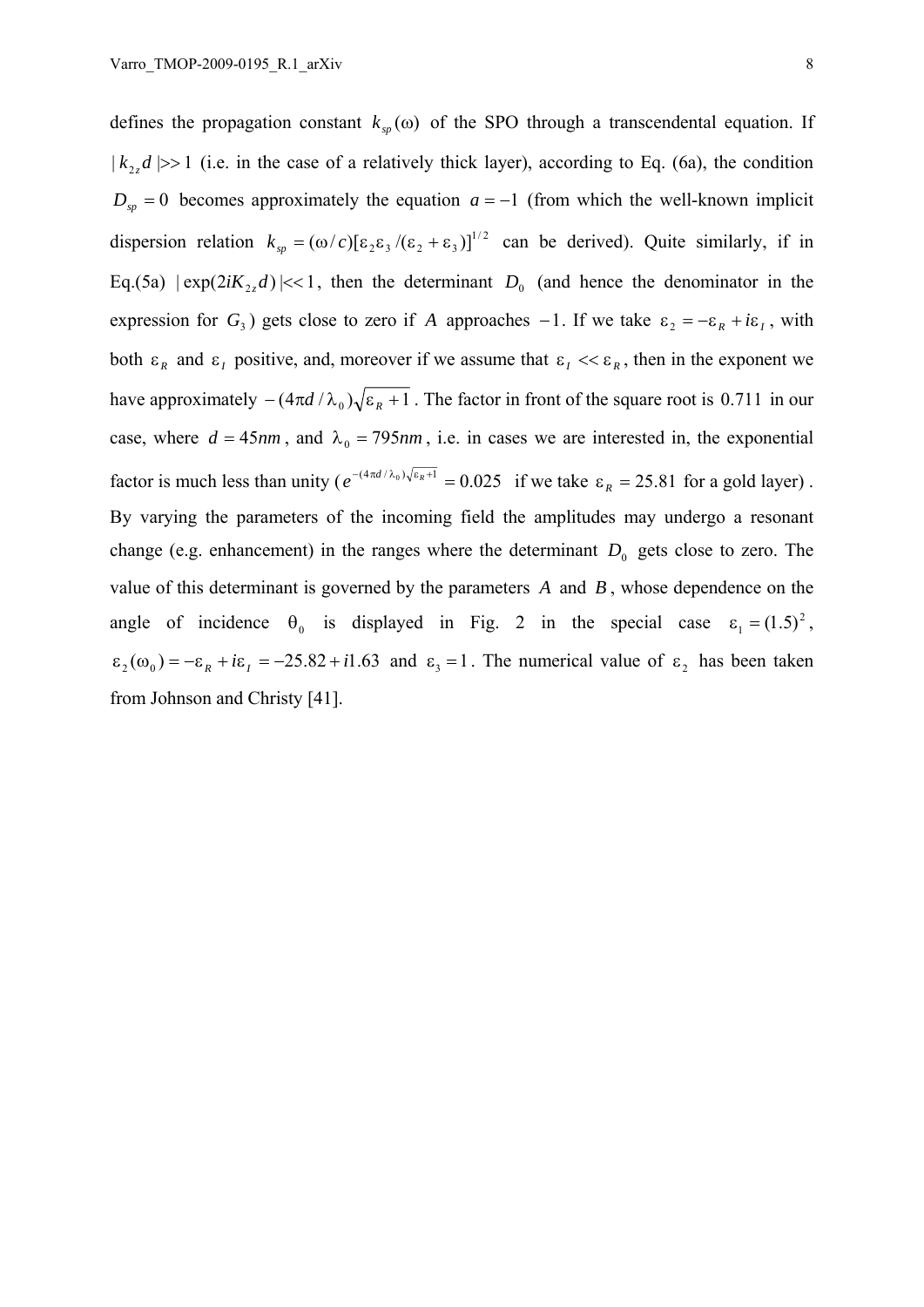defines the propagation constant $k_{sp}(\omega)$ of the SPO through a transcendental equation. If $|k_{2z}d| >> 1$ (i.e. in the case of a relatively thick layer), according to Eq. (6a), the condition $D_{sp} = 0$ becomes approximately the equation $a = -1$ (from which the well-known implicit dispersion relation $k_{sp} = (\omega/c)[\varepsilon_2\varepsilon_3/(\varepsilon_2 + \varepsilon_3)]^{1/2}$ can be derived). Quite similarly, if in Eq.(5a) $|\exp(2iK_{2z}d)| << 1$, then the determinant $D_0$ (and hence the denominator in the expression for $G_3$) gets close to zero if $A$ approaches $-1$. If we take $\varepsilon_2 = -\varepsilon_R + i\varepsilon_I$, with both $\varepsilon_R$ and $\varepsilon_I$ positive, and, moreover if we assume that $\varepsilon_I << \varepsilon_R$, then in the exponent we have approximately $-(4\pi d/\lambda_0)\sqrt{\varepsilon_R + 1}$. The factor in front of the square root is $0.711$ in our case, where $d = 45nm$, and $\lambda_0 = 795nm$, i.e. in cases we are interested in, the exponential factor is much less than unity ($e^{-(4\pi d/\lambda_0)\sqrt{\varepsilon_R+1}} = 0.025$ if we take $\varepsilon_R = 25.81$ for a gold layer). By varying the parameters of the incoming field the amplitudes may undergo a resonant change (e.g. enhancement) in the ranges where the determinant $D_0$ gets close to zero. The value of this determinant is governed by the parameters $A$ and $B$, whose dependence on the angle of incidence $\theta_0$ is displayed in Fig. 2 in the special case $\varepsilon_1 = (1.5)^2$, $\varepsilon_2(\omega_0) = -\varepsilon_R + i\varepsilon_I = -25.82 + i1.63$ and $\varepsilon_3 = 1$. The numerical value of $\varepsilon_2$ has been taken from Johnson and Christy [41].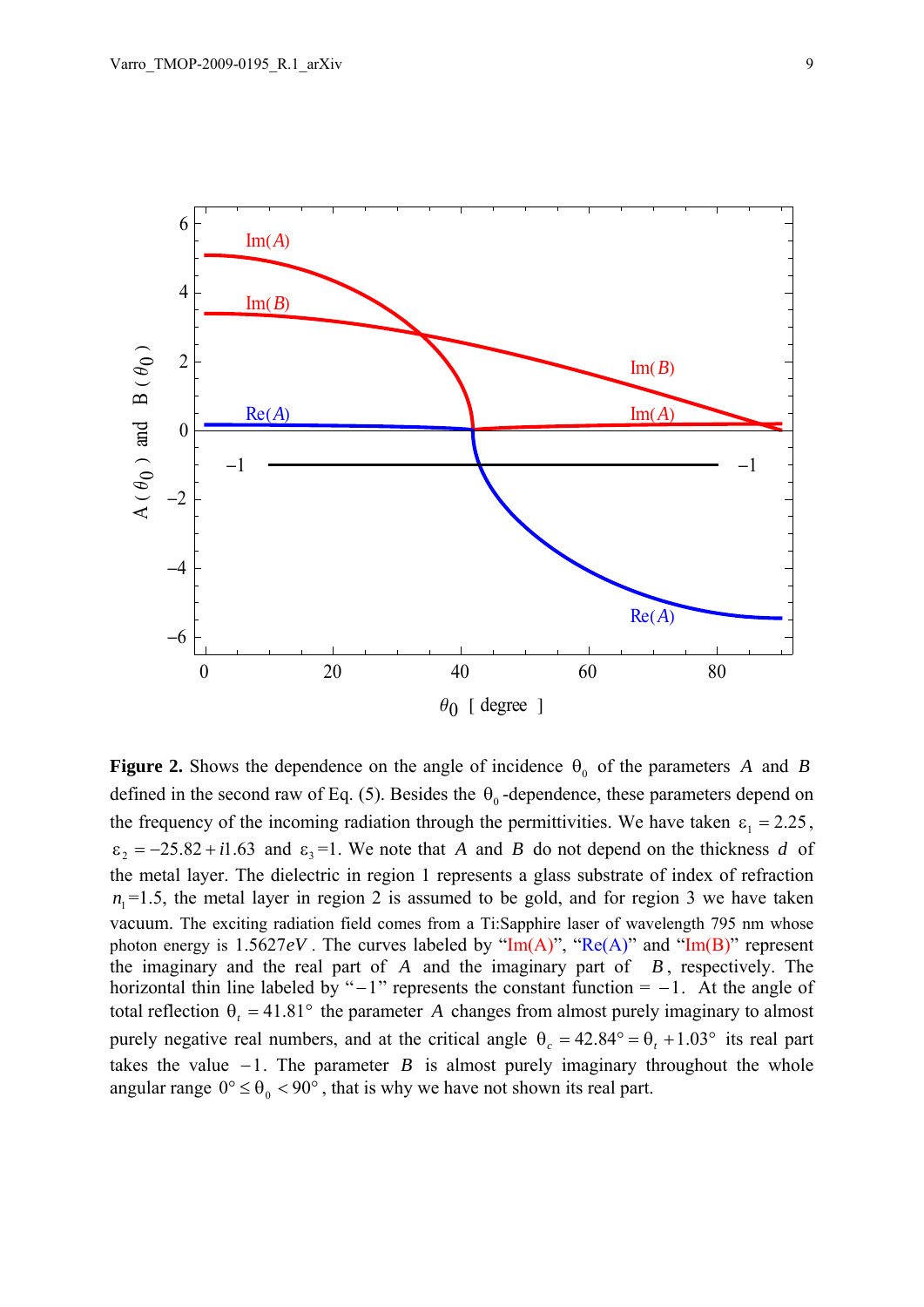**Figure 2.** Shows the dependence on the angle of incidence $\theta_0$ of the parameters $A$ and $B$ defined in the second raw of Eq. (5). Besides the $\theta_0$-dependence, these parameters depend on the frequency of the incoming radiation through the permittivities. We have taken $\varepsilon_1 = 2.25$, $\varepsilon_2 = -25.82 + i1.63$ and $\varepsilon_3 = 1$. We note that $A$ and $B$ do not depend on the thickness $d$ of the metal layer. The dielectric in region 1 represents a glass substrate of index of refraction $n_1 = 1.5$, the metal layer in region 2 is assumed to be gold, and for region 3 we have taken vacuum. The exciting radiation field comes from a Ti:Sapphire laser of wavelength 795 nm whose photon energy is $1.5627eV$. The curves labeled by "Im(A)", "Re(A)" and "Im(B)" represent the imaginary and the real part of $A$ and the imaginary part of $B$, respectively. The horizontal thin line labeled by "$-1$" represents the constant function = $-1$. At the angle of total reflection $\theta_t = 41.81°$ the parameter $A$ changes from almost purely imaginary to almost purely negative real numbers, and at the critical angle $\theta_c = 42.84° = \theta_t + 1.03°$ its real part takes the value $-1$. The parameter $B$ is almost purely imaginary throughout the whole angular range $0° \leq \theta_0 < 90°$, that is why we have not shown its real part.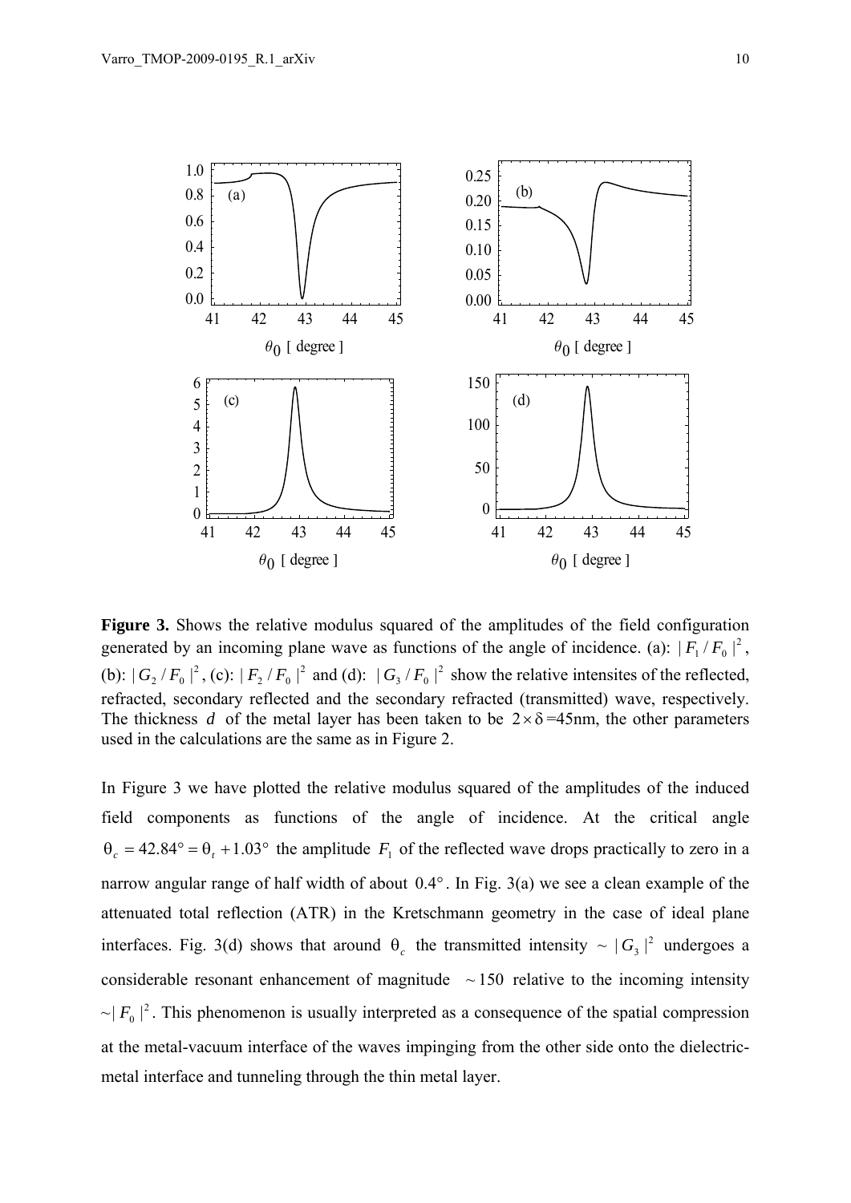**Figure 3.** Shows the relative modulus squared of the amplitudes of the field configuration generated by an incoming plane wave as functions of the angle of incidence. (a): $|F_1/F_0|^2$, (b): $|G_2/F_0|^2$, (c): $|F_2/F_0|^2$ and (d): $|G_3/F_0|^2$ show the relative intensites of the reflected, refracted, secondary reflected and the secondary refracted (transmitted) wave, respectively. The thickness $d$ of the metal layer has been taken to be $2\times\delta$=45nm, the other parameters used in the calculations are the same as in Figure 2.

In Figure 3 we have plotted the relative modulus squared of the amplitudes of the induced field components as functions of the angle of incidence. At the critical angle $\theta_c = 42.84° = \theta_t + 1.03°$ the amplitude $F_1$ of the reflected wave drops practically to zero in a narrow angular range of half width of about $0.4°$. In Fig. 3(a) we see a clean example of the attenuated total reflection (ATR) in the Kretschmann geometry in the case of ideal plane interfaces. Fig. 3(d) shows that around $\theta_c$ the transmitted intensity $\sim |G_3|^2$ undergoes a considerable resonant enhancement of magnitude $\sim 150$ relative to the incoming intensity $\sim |F_0|^2$. This phenomenon is usually interpreted as a consequence of the spatial compression at the metal-vacuum interface of the waves impinging from the other side onto the dielectric-metal interface and tunneling through the thin metal layer.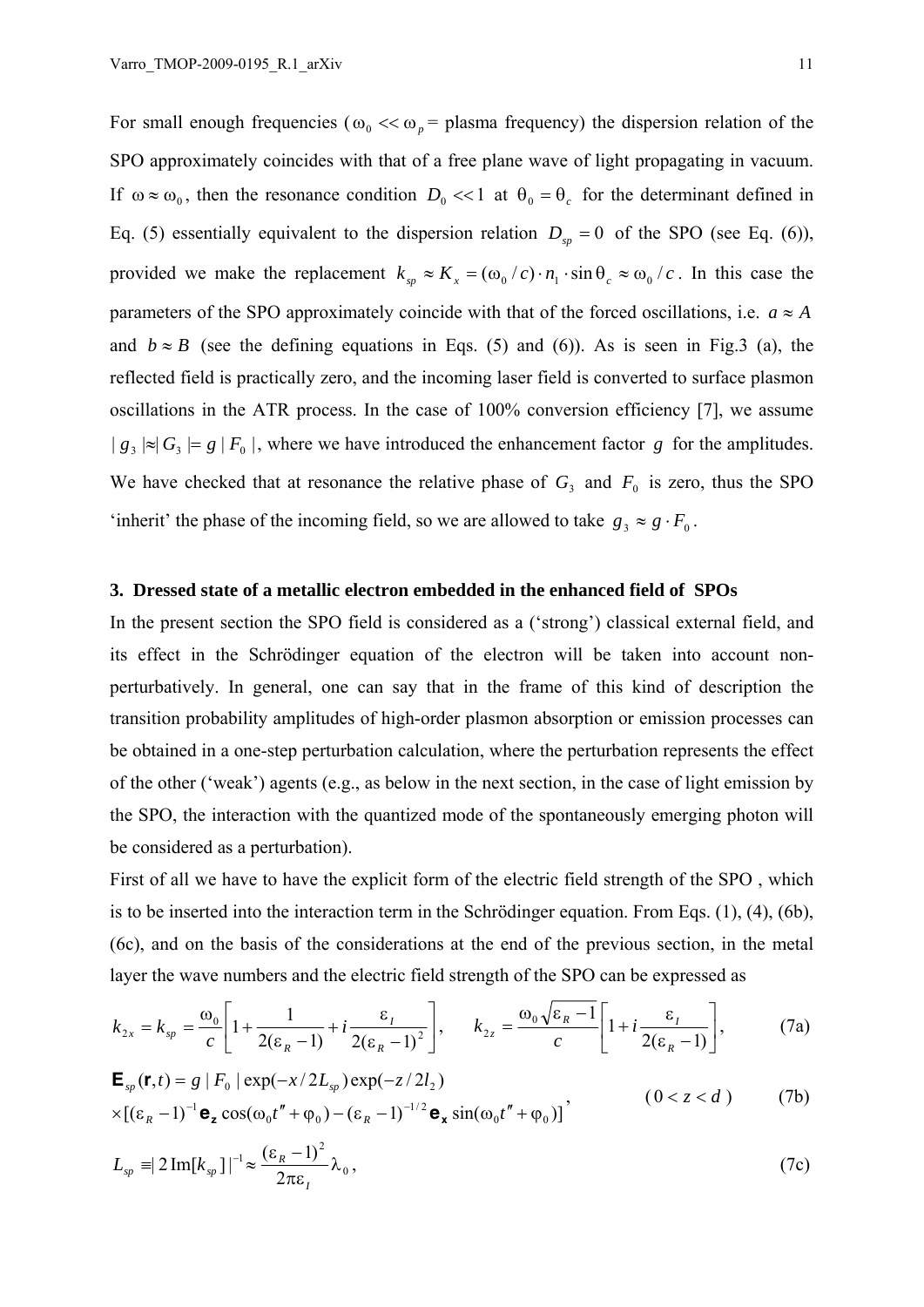For small enough frequencies ($\omega_0 << \omega_p$ = plasma frequency) the dispersion relation of the SPO approximately coincides with that of a free plane wave of light propagating in vacuum. If $\omega \approx \omega_0$, then the resonance condition $D_0 << 1$ at $\theta_0 = \theta_c$ for the determinant defined in Eq. (5) essentially equivalent to the dispersion relation $D_{sp} = 0$ of the SPO (see Eq. (6)), provided we make the replacement $k_{sp} \approx K_x = (\omega_0 / c) \cdot n_1 \cdot \sin\theta_c \approx \omega_0 / c$. In this case the parameters of the SPO approximately coincide with that of the forced oscillations, i.e. $a \approx A$ and $b \approx B$ (see the defining equations in Eqs. (5) and (6)). As is seen in Fig.3 (a), the reflected field is practically zero, and the incoming laser field is converted to surface plasmon oscillations in the ATR process. In the case of 100% conversion efficiency [7], we assume $|g_3| \approx |G_3| = g|F_0|$, where we have introduced the enhancement factor $g$ for the amplitudes. We have checked that at resonance the relative phase of $G_3$ and $F_0$ is zero, thus the SPO 'inherit' the phase of the incoming field, so we are allowed to take $g_3 \approx g \cdot F_0$.

## 3. Dressed state of a metallic electron embedded in the enhanced field of SPOs

In the present section the SPO field is considered as a ('strong') classical external field, and its effect in the Schrödinger equation of the electron will be taken into account non-perturbatively. In general, one can say that in the frame of this kind of description the transition probability amplitudes of high-order plasmon absorption or emission processes can be obtained in a one-step perturbation calculation, where the perturbation represents the effect of the other ('weak') agents (e.g., as below in the next section, in the case of light emission by the SPO, the interaction with the quantized mode of the spontaneously emerging photon will be considered as a perturbation).

First of all we have to have the explicit form of the electric field strength of the SPO , which is to be inserted into the interaction term in the Schrödinger equation. From Eqs. (1), (4), (6b), (6c), and on the basis of the considerations at the end of the previous section, in the metal layer the wave numbers and the electric field strength of the SPO can be expressed as

$$k_{2x} = k_{sp} = \frac{\omega_0}{c}\left[1 + \frac{1}{2(\varepsilon_R - 1)} + i\frac{\varepsilon_I}{2(\varepsilon_R - 1)^2}\right], \qquad k_{2z} = \frac{\omega_0\sqrt{\varepsilon_R - 1}}{c}\left[1 + i\frac{\varepsilon_I}{2(\varepsilon_R - 1)}\right], \tag{7a}$$

$$\begin{aligned}\mathbf{E}_{sp}(\mathbf{r},t) &= g\,|F_0|\exp(-x/2L_{sp})\exp(-z/2l_2) \\ &\times[(\varepsilon_R - 1)^{-1}\mathbf{e_z}\cos(\omega_0 t'' + \varphi_0) - (\varepsilon_R - 1)^{-1/2}\mathbf{e_x}\sin(\omega_0 t'' + \varphi_0)]\end{aligned}, \qquad (0 < z < d) \tag{7b}$$

$$L_{sp} \equiv |2\,\mathrm{Im}[k_{sp}]|^{-1} \approx \frac{(\varepsilon_R - 1)^2}{2\pi\varepsilon_I}\lambda_0\,, \tag{7c}$$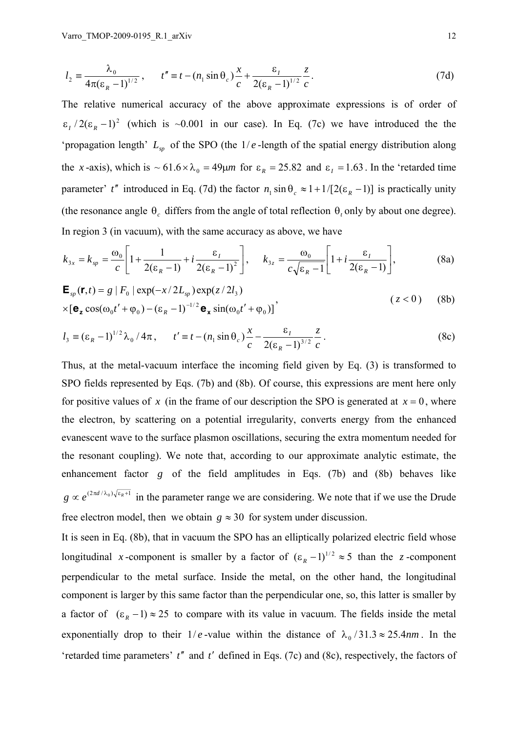$$l_2 \equiv \frac{\lambda_0}{4\pi(\varepsilon_R - 1)^{1/2}}, \qquad t'' \equiv t - (n_1 \sin\theta_c)\frac{x}{c} + \frac{\varepsilon_I}{2(\varepsilon_R - 1)^{1/2}}\frac{z}{c}. \tag{7d}$$

The relative numerical accuracy of the above approximate expressions is of order of $\varepsilon_I / 2(\varepsilon_R - 1)^2$ (which is ~0.001 in our case). In Eq. (7c) we have introduced the the 'propagation length' $L_{sp}$ of the SPO (the $1/e$-length of the spatial energy distribution along the $x$-axis), which is $\sim 61.6 \times \lambda_0 = 49\mu m$ for $\varepsilon_R = 25.82$ and $\varepsilon_I = 1.63$. In the 'retarded time parameter' $t''$ introduced in Eq. (7d) the factor $n_1 \sin\theta_c \approx 1 + 1/[2(\varepsilon_R - 1)]$ is practically unity (the resonance angle $\theta_c$ differs from the angle of total reflection $\theta_t$ only by about one degree). In region 3 (in vacuum), with the same accuracy as above, we have

$$k_{3x} = k_{sp} = \frac{\omega_0}{c}\left[1 + \frac{1}{2(\varepsilon_R - 1)} + i\frac{\varepsilon_I}{2(\varepsilon_R - 1)^2}\right], \qquad k_{3z} = \frac{\omega_0}{c\sqrt{\varepsilon_R - 1}}\left[1 + i\frac{\varepsilon_I}{2(\varepsilon_R - 1)}\right], \tag{8a}$$

$$\begin{aligned}\mathbf{E}_{sp}(\mathbf{r}, t) &= g\,|F_0|\exp(-x/2L_{sp})\exp(z/2l_3) \\ &\times [\mathbf{e_z}\cos(\omega_0 t' + \varphi_0) - (\varepsilon_R - 1)^{-1/2}\mathbf{e_x}\sin(\omega_0 t' + \varphi_0)]\end{aligned}, \qquad (z < 0) \tag{8b}$$

$$l_3 \equiv (\varepsilon_R - 1)^{1/2}\lambda_0 / 4\pi, \qquad t' \equiv t - (n_1 \sin\theta_c)\frac{x}{c} - \frac{\varepsilon_I}{2(\varepsilon_R - 1)^{3/2}}\frac{z}{c}. \tag{8c}$$

Thus, at the metal-vacuum interface the incoming field given by Eq. (3) is transformed to SPO fields represented by Eqs. (7b) and (8b). Of course, this expressions are ment here only for positive values of $x$ (in the frame of our description the SPO is generated at $x = 0$, where the electron, by scattering on a potential irregularity, converts energy from the enhanced evanescent wave to the surface plasmon oscillations, securing the extra momentum needed for the resonant coupling). We note that, according to our approximate analytic estimate, the enhancement factor $g$ of the field amplitudes in Eqs. (7b) and (8b) behaves like $g \propto e^{(2\pi d/\lambda_0)\sqrt{\varepsilon_R + 1}}$ in the parameter range we are considering. We note that if we use the Drude free electron model, then we obtain $g \approx 30$ for system under discussion.

It is seen in Eq. (8b), that in vacuum the SPO has an elliptically polarized electric field whose longitudinal $x$-component is smaller by a factor of $(\varepsilon_R - 1)^{1/2} \approx 5$ than the $z$-component perpendicular to the metal surface. Inside the metal, on the other hand, the longitudinal component is larger by this same factor than the perpendicular one, so, this latter is smaller by a factor of $(\varepsilon_R - 1) \approx 25$ to compare with its value in vacuum. The fields inside the metal exponentially drop to their $1/e$-value within the distance of $\lambda_0 / 31.3 \approx 25.4nm$. In the 'retarded time parameters' $t''$ and $t'$ defined in Eqs. (7c) and (8c), respectively, the factors of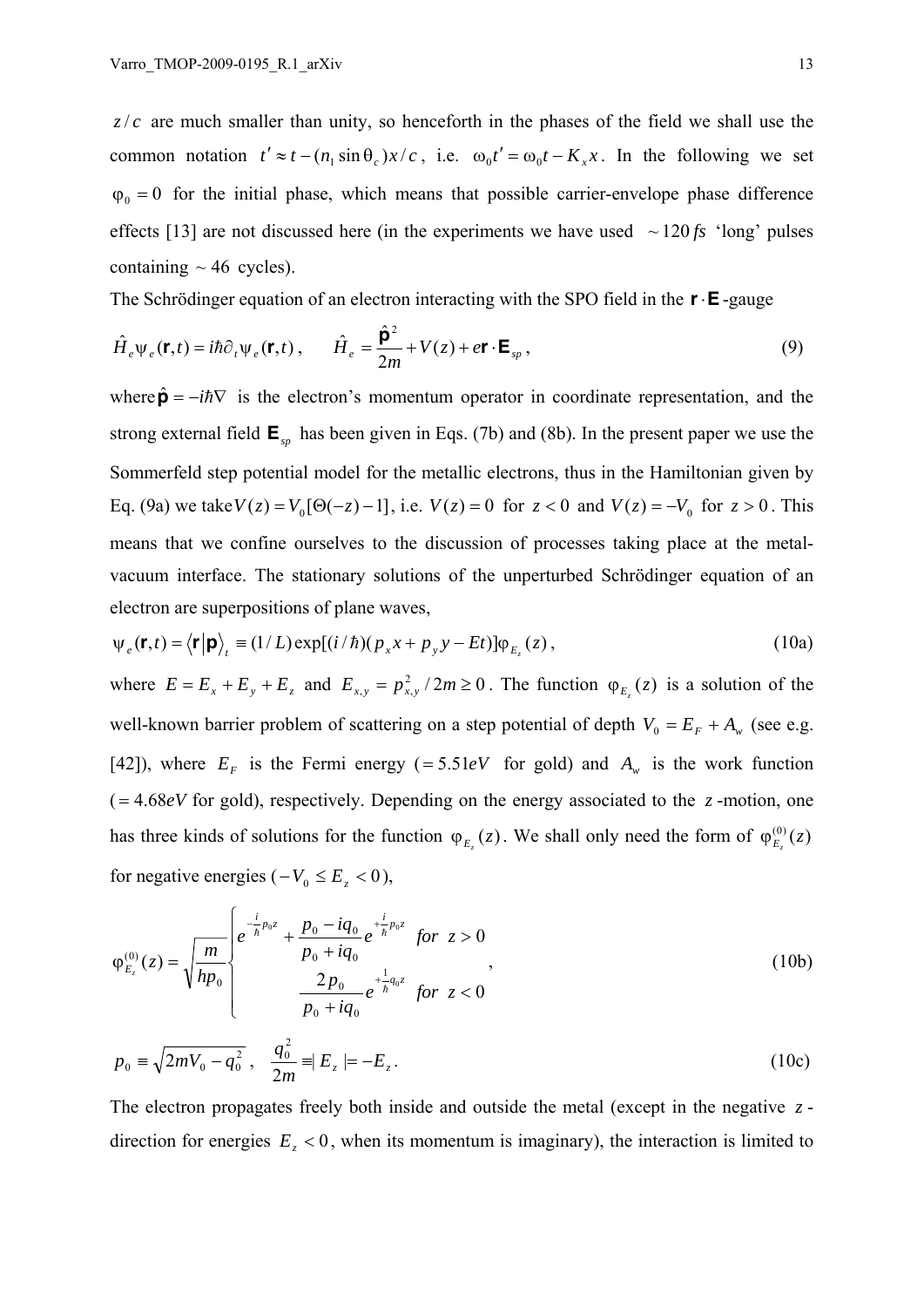$z/c$ are much smaller than unity, so henceforth in the phases of the field we shall use the common notation $t' \approx t - (n_1 \sin\theta_c)x/c$, i.e. $\omega_0 t' = \omega_0 t - K_x x$. In the following we set $\varphi_0 = 0$ for the initial phase, which means that possible carrier-envelope phase difference effects [13] are not discussed here (in the experiments we have used $\sim 120\,fs$ 'long' pulses containing $\sim 46$ cycles).

The Schrödinger equation of an electron interacting with the SPO field in the $\mathbf{r}\cdot\mathbf{E}$-gauge

$$\hat{H}_e \psi_e(\mathbf{r},t) = i\hbar\partial_t \psi_e(\mathbf{r},t)\,, \qquad \hat{H}_e = \frac{\hat{\mathbf{p}}^2}{2m} + V(z) + e\mathbf{r}\cdot\mathbf{E}_{sp}\,, \tag{9}$$

where $\hat{\mathbf{p}} = -i\hbar\nabla$ is the electron's momentum operator in coordinate representation, and the strong external field $\mathbf{E}_{sp}$ has been given in Eqs. (7b) and (8b). In the present paper we use the Sommerfeld step potential model for the metallic electrons, thus in the Hamiltonian given by Eq. (9a) we take $V(z) = V_0[\Theta(-z) - 1]$, i.e. $V(z) = 0$ for $z < 0$ and $V(z) = -V_0$ for $z > 0$. This means that we confine ourselves to the discussion of processes taking place at the metal-vacuum interface. The stationary solutions of the unperturbed Schrödinger equation of an electron are superpositions of plane waves,

$$\psi_e(\mathbf{r},t) = \langle \mathbf{r}|\mathbf{p}\rangle_t \equiv (1/L)\exp[(i/\hbar)(p_x x + p_y y - Et)]\varphi_{E_z}(z)\,, \tag{10a}$$

where $E = E_x + E_y + E_z$ and $E_{x,y} = p_{x,y}^2/2m \geq 0$. The function $\varphi_{E_z}(z)$ is a solution of the well-known barrier problem of scattering on a step potential of depth $V_0 = E_F + A_w$ (see e.g. [42]), where $E_F$ is the Fermi energy ($= 5.51eV$ for gold) and $A_w$ is the work function ($= 4.68eV$ for gold), respectively. Depending on the energy associated to the $z$-motion, one has three kinds of solutions for the function $\varphi_{E_z}(z)$. We shall only need the form of $\varphi_{E_z}^{(0)}(z)$ for negative energies ($-V_0 \leq E_z < 0$),

$$\varphi_{E_z}^{(0)}(z) = \sqrt{\frac{m}{hp_0}} \begin{cases} e^{-\frac{i}{\hbar}p_0 z} + \dfrac{p_0 - iq_0}{p_0 + iq_0} e^{+\frac{i}{\hbar}p_0 z} & for\;\; z > 0 \\[2ex] \dfrac{2p_0}{p_0 + iq_0} e^{+\frac{1}{\hbar}q_0 z} & for\;\; z < 0 \end{cases}\,, \tag{10b}$$

$$p_0 \equiv \sqrt{2mV_0 - q_0^2}\,, \quad \frac{q_0^2}{2m} \equiv |E_z| = -E_z\,. \tag{10c}$$

The electron propagates freely both inside and outside the metal (except in the negative $z$-direction for energies $E_z < 0$, when its momentum is imaginary), the interaction is limited to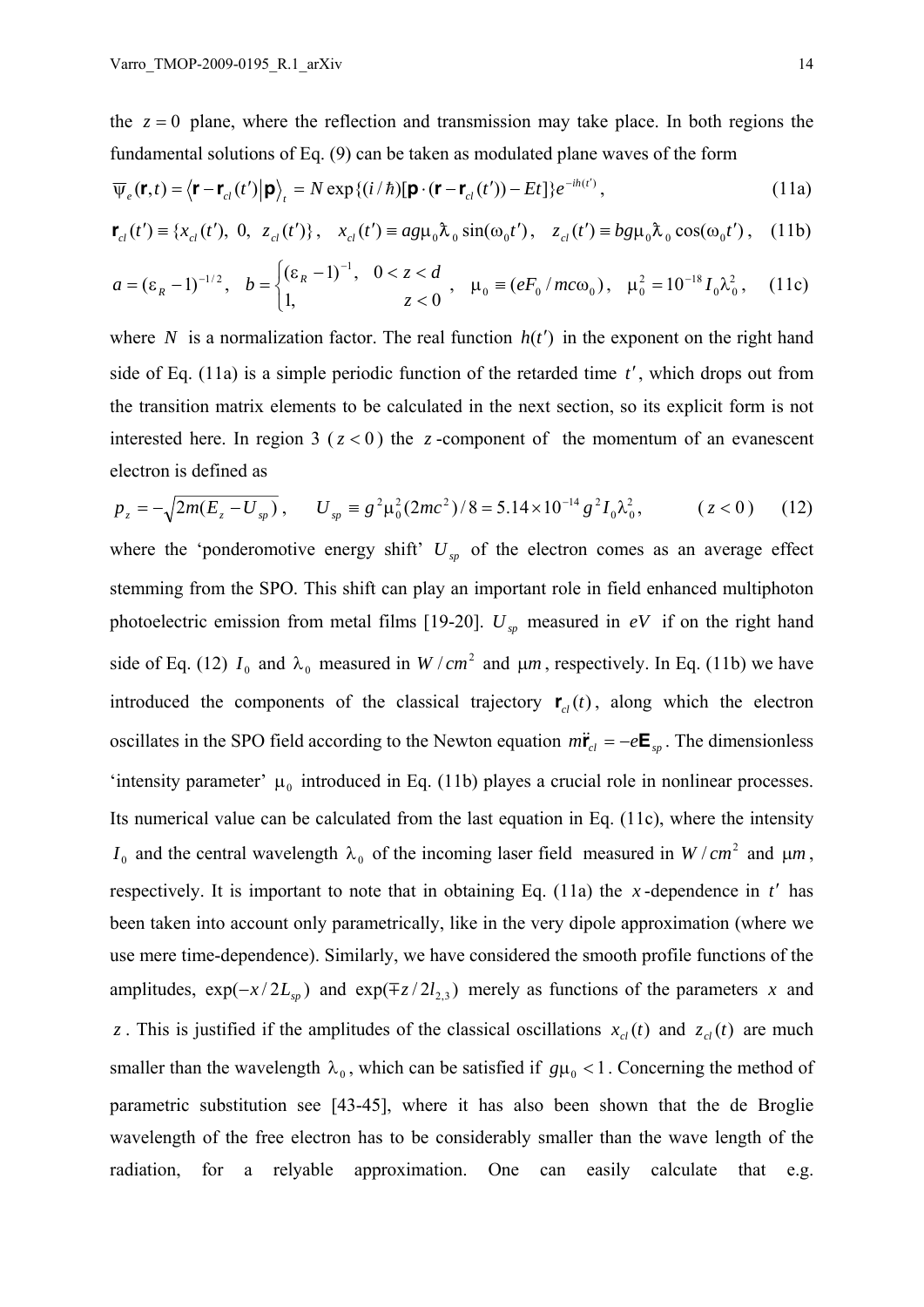the $z = 0$ plane, where the reflection and transmission may take place. In both regions the fundamental solutions of Eq. (9) can be taken as modulated plane waves of the form

$$\overline{\psi}_e(\mathbf{r},t) = \langle \mathbf{r} - \mathbf{r}_{cl}(t') | \mathbf{p} \rangle_t = N \exp\{(i/\hbar)[\mathbf{p}\cdot(\mathbf{r} - \mathbf{r}_{cl}(t')) - Et]\} e^{-ih(t')}, \tag{11a}$$

$$\mathbf{r}_{cl}(t') \equiv \{x_{cl}(t'),\ 0,\ z_{cl}(t')\}, \quad x_{cl}(t') \equiv ag\mu_0 \bar{\lambda}_0 \sin(\omega_0 t'), \quad z_{cl}(t') \equiv bg\mu_0 \bar{\lambda}_0 \cos(\omega_0 t'), \tag{11b}$$

$$a = (\varepsilon_R - 1)^{-1/2}, \quad b = \begin{cases} (\varepsilon_R - 1)^{-1}, & 0 < z < d \\ 1, & z < 0 \end{cases}, \quad \mu_0 \equiv (eF_0 / mc\omega_0), \quad \mu_0^2 = 10^{-18} I_0 \lambda_0^2, \tag{11c}$$

where $N$ is a normalization factor. The real function $h(t')$ in the exponent on the right hand side of Eq. (11a) is a simple periodic function of the retarded time $t'$, which drops out from the transition matrix elements to be calculated in the next section, so its explicit form is not interested here. In region 3 ($z < 0$) the $z$-component of the momentum of an evanescent electron is defined as

$$p_z = -\sqrt{2m(E_z - U_{sp})}, \qquad U_{sp} \equiv g^2 \mu_0^2 (2mc^2)/8 = 5.14 \times 10^{-14} g^2 I_0 \lambda_0^2, \qquad (z < 0) \tag{12}$$

where the 'ponderomotive energy shift' $U_{sp}$ of the electron comes as an average effect stemming from the SPO. This shift can play an important role in field enhanced multiphoton photoelectric emission from metal films [19-20]. $U_{sp}$ measured in $eV$ if on the right hand side of Eq. (12) $I_0$ and $\lambda_0$ measured in $W/cm^2$ and $\mu m$, respectively. In Eq. (11b) we have introduced the components of the classical trajectory $\mathbf{r}_{cl}(t)$, along which the electron oscillates in the SPO field according to the Newton equation $m\ddot{\mathbf{r}}_{cl} = -e\mathbf{E}_{sp}$. The dimensionless 'intensity parameter' $\mu_0$ introduced in Eq. (11b) playes a crucial role in nonlinear processes. Its numerical value can be calculated from the last equation in Eq. (11c), where the intensity $I_0$ and the central wavelength $\lambda_0$ of the incoming laser field measured in $W/cm^2$ and $\mu m$, respectively. It is important to note that in obtaining Eq. (11a) the $x$-dependence in $t'$ has been taken into account only parametrically, like in the very dipole approximation (where we use mere time-dependence). Similarly, we have considered the smooth profile functions of the amplitudes, $\exp(-x/2L_{sp})$ and $\exp(\mp z/2l_{2,3})$ merely as functions of the parameters $x$ and $z$. This is justified if the amplitudes of the classical oscillations $x_{cl}(t)$ and $z_{cl}(t)$ are much smaller than the wavelength $\lambda_0$, which can be satisfied if $g\mu_0 < 1$. Concerning the method of parametric substitution see [43-45], where it has also been shown that the de Broglie wavelength of the free electron has to be considerably smaller than the wave length of the radiation, for a relyable approximation. One can easily calculate that e.g.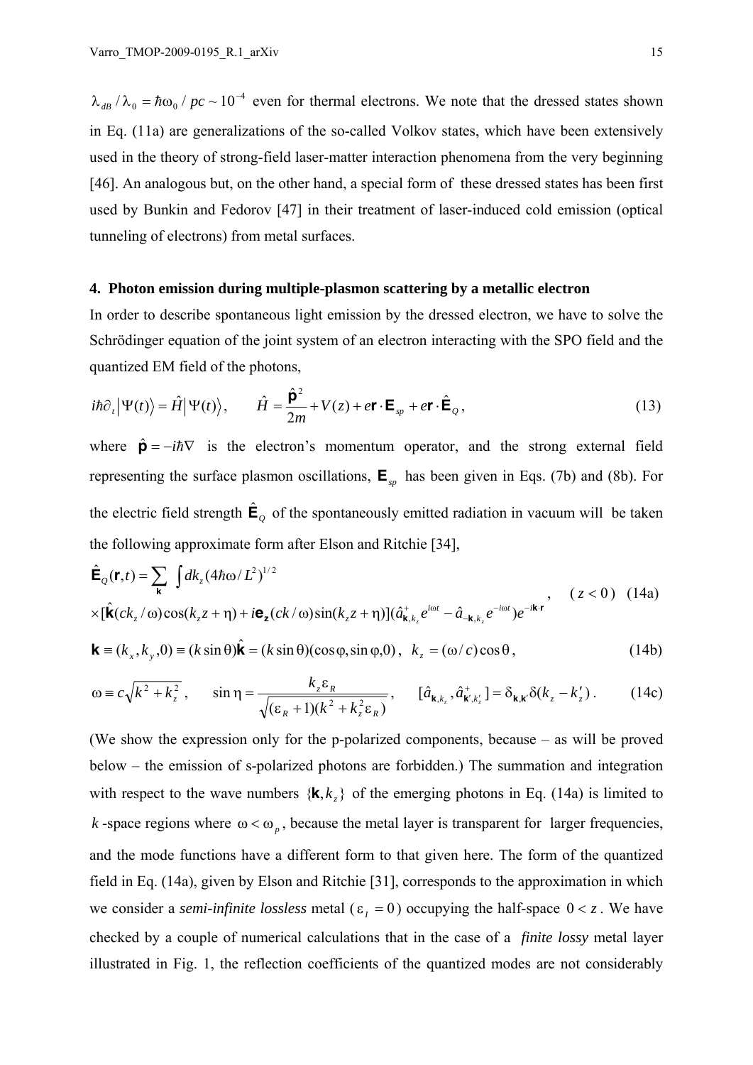$\lambda_{dB} / \lambda_0 = \hbar\omega_0 / pc \sim 10^{-4}$ even for thermal electrons. We note that the dressed states shown in Eq. (11a) are generalizations of the so-called Volkov states, which have been extensively used in the theory of strong-field laser-matter interaction phenomena from the very beginning [46]. An analogous but, on the other hand, a special form of these dressed states has been first used by Bunkin and Fedorov [47] in their treatment of laser-induced cold emission (optical tunneling of electrons) from metal surfaces.

## 4. Photon emission during multiple-plasmon scattering by a metallic electron

In order to describe spontaneous light emission by the dressed electron, we have to solve the Schrödinger equation of the joint system of an electron interacting with the SPO field and the quantized EM field of the photons,

$$i\hbar\partial_t |\Psi(t)\rangle = \hat{H}|\Psi(t)\rangle, \qquad \hat{H} = \frac{\hat{\mathbf{p}}^2}{2m} + V(z) + e\mathbf{r}\cdot\mathbf{E}_{sp} + e\mathbf{r}\cdot\hat{\mathbf{E}}_Q, \tag{13}$$

where $\hat{\mathbf{p}} = -i\hbar\nabla$ is the electron's momentum operator, and the strong external field representing the surface plasmon oscillations, $\mathbf{E}_{sp}$ has been given in Eqs. (7b) and (8b). For the electric field strength $\hat{\mathbf{E}}_Q$ of the spontaneously emitted radiation in vacuum will be taken the following approximate form after Elson and Ritchie [34],

$$\hat{\mathbf{E}}_Q(\mathbf{r},t) = \sum_{\mathbf{k}} \int dk_z (4\hbar\omega/L^2)^{1/2} \times [\hat{\mathbf{k}}(ck_z/\omega)\cos(k_z z + \eta) + i\mathbf{e_z}(ck/\omega)\sin(k_z z + \eta)](\hat{a}^+_{\mathbf{k},k_z} e^{i\omega t} - \hat{a}_{-\mathbf{k},k_z} e^{-i\omega t})e^{-i\mathbf{k}\cdot\mathbf{r}}, \qquad (z<0) \tag{14a}$$

$$\mathbf{k} \equiv (k_x, k_y, 0) \equiv (k\sin\theta)\hat{\mathbf{k}} = (k\sin\theta)(\cos\varphi, \sin\varphi, 0), \quad k_z = (\omega/c)\cos\theta, \tag{14b}$$

$$\omega \equiv c\sqrt{k^2 + k_z^2}, \qquad \sin\eta = \frac{k_z \varepsilon_R}{\sqrt{(\varepsilon_R + 1)(k^2 + k_z^2 \varepsilon_R)}}, \qquad [\hat{a}_{\mathbf{k},k_z}, \hat{a}^+_{\mathbf{k}',k'_z}] = \delta_{\mathbf{k},\mathbf{k}'}\delta(k_z - k'_z). \tag{14c}$$

(We show the expression only for the p-polarized components, because – as will be proved below – the emission of s-polarized photons are forbidden.) The summation and integration with respect to the wave numbers $\{\mathbf{k}, k_z\}$ of the emerging photons in Eq. (14a) is limited to $k$-space regions where $\omega < \omega_p$, because the metal layer is transparent for larger frequencies, and the mode functions have a different form to that given here. The form of the quantized field in Eq. (14a), given by Elson and Ritchie [31], corresponds to the approximation in which we consider a *semi-infinite lossless* metal ($\varepsilon_I = 0$) occupying the half-space $0 < z$. We have checked by a couple of numerical calculations that in the case of a *finite lossy* metal layer illustrated in Fig. 1, the reflection coefficients of the quantized modes are not considerably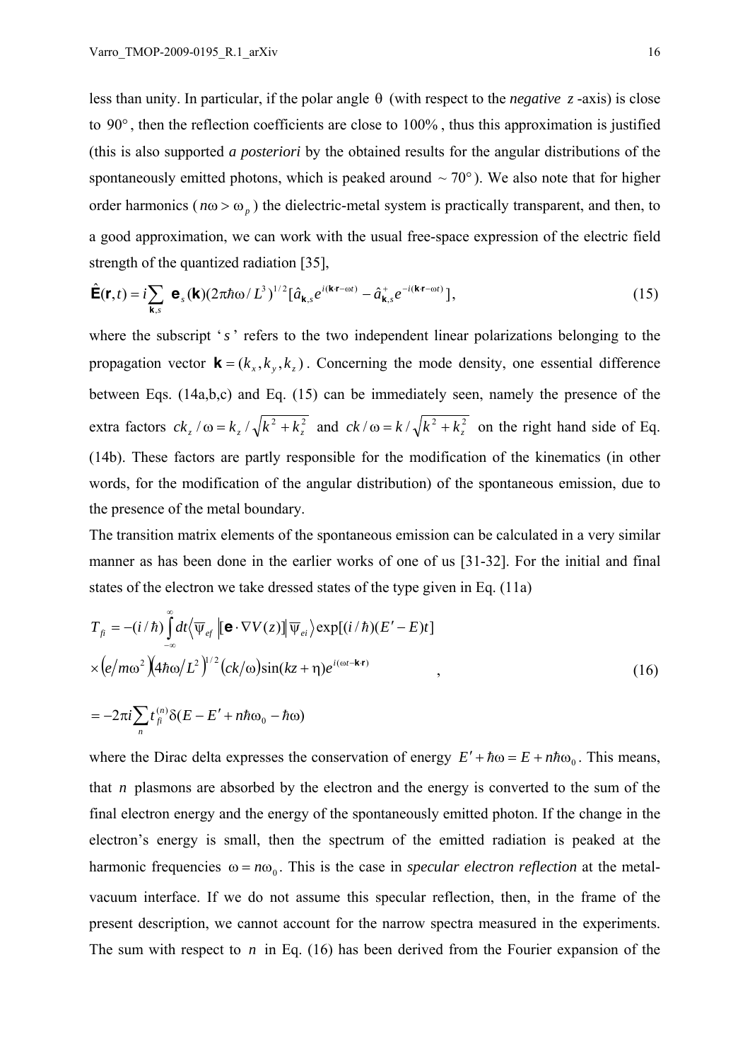less than unity. In particular, if the polar angle $\theta$ (with respect to the *negative* $z$-axis) is close to $90°$, then the reflection coefficients are close to $100\%$, thus this approximation is justified (this is also supported *a posteriori* by the obtained results for the angular distributions of the spontaneously emitted photons, which is peaked around $\sim 70°$). We also note that for higher order harmonics ($n\omega > \omega_p$) the dielectric-metal system is practically transparent, and then, to a good approximation, we can work with the usual free-space expression of the electric field strength of the quantized radiation [35],

$$\hat{\mathbf{E}}(\mathbf{r},t) = i\sum_{\mathbf{k},s} \mathbf{e}_s(\mathbf{k})(2\pi\hbar\omega/L^3)^{1/2}[\hat{a}_{\mathbf{k},s}e^{i(\mathbf{k}\cdot\mathbf{r}-\omega t)} - \hat{a}^+_{\mathbf{k},s}e^{-i(\mathbf{k}\cdot\mathbf{r}-\omega t)}], \tag{15}$$

where the subscript '$s$' refers to the two independent linear polarizations belonging to the propagation vector $\mathbf{k} = (k_x, k_y, k_z)$. Concerning the mode density, one essential difference between Eqs. (14a,b,c) and Eq. (15) can be immediately seen, namely the presence of the extra factors $ck_z/\omega = k_z/\sqrt{k^2+k_z^2}$ and $ck/\omega = k/\sqrt{k^2+k_z^2}$ on the right hand side of Eq. (14b). These factors are partly responsible for the modification of the kinematics (in other words, for the modification of the angular distribution) of the spontaneous emission, due to the presence of the metal boundary.

The transition matrix elements of the spontaneous emission can be calculated in a very similar manner as has been done in the earlier works of one of us [31-32]. For the initial and final states of the electron we take dressed states of the type given in Eq. (11a)

$$\begin{aligned} T_{fi} &= -(i/\hbar)\int_{-\infty}^{\infty} dt \langle \psi_{ef} | [\mathbf{e}\cdot\nabla V(z)] | \psi_{ei} \rangle \exp[(i/\hbar)(E'-E)t] \\ &\times \left(e/m\omega^2\right)\left(4\hbar\omega/L^2\right)^{1/2}\left(ck/\omega\right)\sin(kz+\eta)e^{i(\omega t-\mathbf{k}\cdot\mathbf{r})} \\ &= -2\pi i\sum_n t_{fi}^{(n)}\delta(E-E'+n\hbar\omega_0-\hbar\omega) \end{aligned} \tag{16}$$

where the Dirac delta expresses the conservation of energy $E'+\hbar\omega = E+n\hbar\omega_0$. This means, that $n$ plasmons are absorbed by the electron and the energy is converted to the sum of the final electron energy and the energy of the spontaneously emitted photon. If the change in the electron's energy is small, then the spectrum of the emitted radiation is peaked at the harmonic frequencies $\omega = n\omega_0$. This is the case in *specular electron reflection* at the metal-vacuum interface. If we do not assume this specular reflection, then, in the frame of the present description, we cannot account for the narrow spectra measured in the experiments. The sum with respect to $n$ in Eq. (16) has been derived from the Fourier expansion of the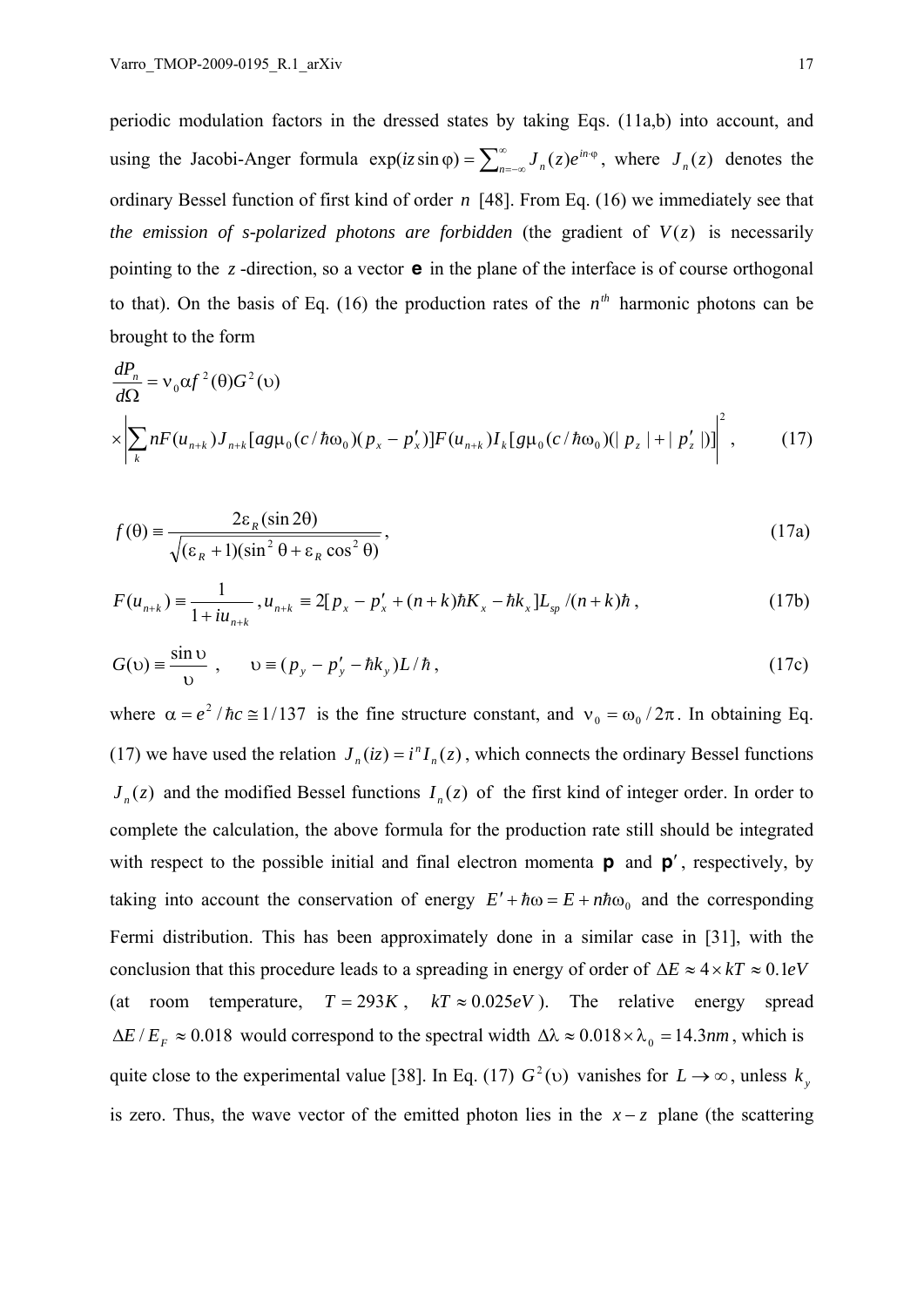periodic modulation factors in the dressed states by taking Eqs. (11a,b) into account, and using the Jacobi-Anger formula $\exp(iz\sin\varphi)=\sum_{n=-\infty}^{\infty}J_n(z)e^{in\cdot\varphi}$, where $J_n(z)$ denotes the ordinary Bessel function of first kind of order $n$ [48]. From Eq. (16) we immediately see that *the emission of s-polarized photons are forbidden* (the gradient of $V(z)$ is necessarily pointing to the $z$-direction, so a vector $\mathbf{e}$ in the plane of the interface is of course orthogonal to that). On the basis of Eq. (16) the production rates of the $n^{th}$ harmonic photons can be brought to the form

$$\frac{dP_n}{d\Omega}=\nu_0\alpha f^2(\theta)G^2(\upsilon)$$
$$\times\left|\sum_k nF(u_{n+k})J_{n+k}[ag\mu_0(c/\hbar\omega_0)(p_x-p_x')]F(u_{n+k})I_k[g\mu_0(c/\hbar\omega_0)(|p_z|+|p_z'|)]\right|^2, \tag{17}$$

$$f(\theta)\equiv\frac{2\varepsilon_R(\sin 2\theta)}{\sqrt{(\varepsilon_R+1)(\sin^2\theta+\varepsilon_R\cos^2\theta)}}, \tag{17a}$$

$$F(u_{n+k})\equiv\frac{1}{1+iu_{n+k}}, u_{n+k}\equiv 2[p_x-p_x'+(n+k)\hbar K_x-\hbar k_x]L_{sp}/(n+k)\hbar, \tag{17b}$$

$$G(\upsilon)\equiv\frac{\sin\upsilon}{\upsilon}, \qquad \upsilon\equiv(p_y-p_y'-\hbar k_y)L/\hbar, \tag{17c}$$

where $\alpha=e^2/\hbar c\cong 1/137$ is the fine structure constant, and $\nu_0=\omega_0/2\pi$. In obtaining Eq. (17) we have used the relation $J_n(iz)=i^nI_n(z)$, which connects the ordinary Bessel functions $J_n(z)$ and the modified Bessel functions $I_n(z)$ of the first kind of integer order. In order to complete the calculation, the above formula for the production rate still should be integrated with respect to the possible initial and final electron momenta $\mathbf{p}$ and $\mathbf{p}'$, respectively, by taking into account the conservation of energy $E'+\hbar\omega=E+n\hbar\omega_0$ and the corresponding Fermi distribution. This has been approximately done in a similar case in [31], with the conclusion that this procedure leads to a spreading in energy of order of $\Delta E\approx 4\times kT\approx 0.1eV$ (at room temperature, $T=293K$, $kT\approx 0.025eV$). The relative energy spread $\Delta E/E_F\approx 0.018$ would correspond to the spectral width $\Delta\lambda\approx 0.018\times\lambda_0=14.3nm$, which is quite close to the experimental value [38]. In Eq. (17) $G^2(\upsilon)$ vanishes for $L\to\infty$, unless $k_y$ is zero. Thus, the wave vector of the emitted photon lies in the $x-z$ plane (the scattering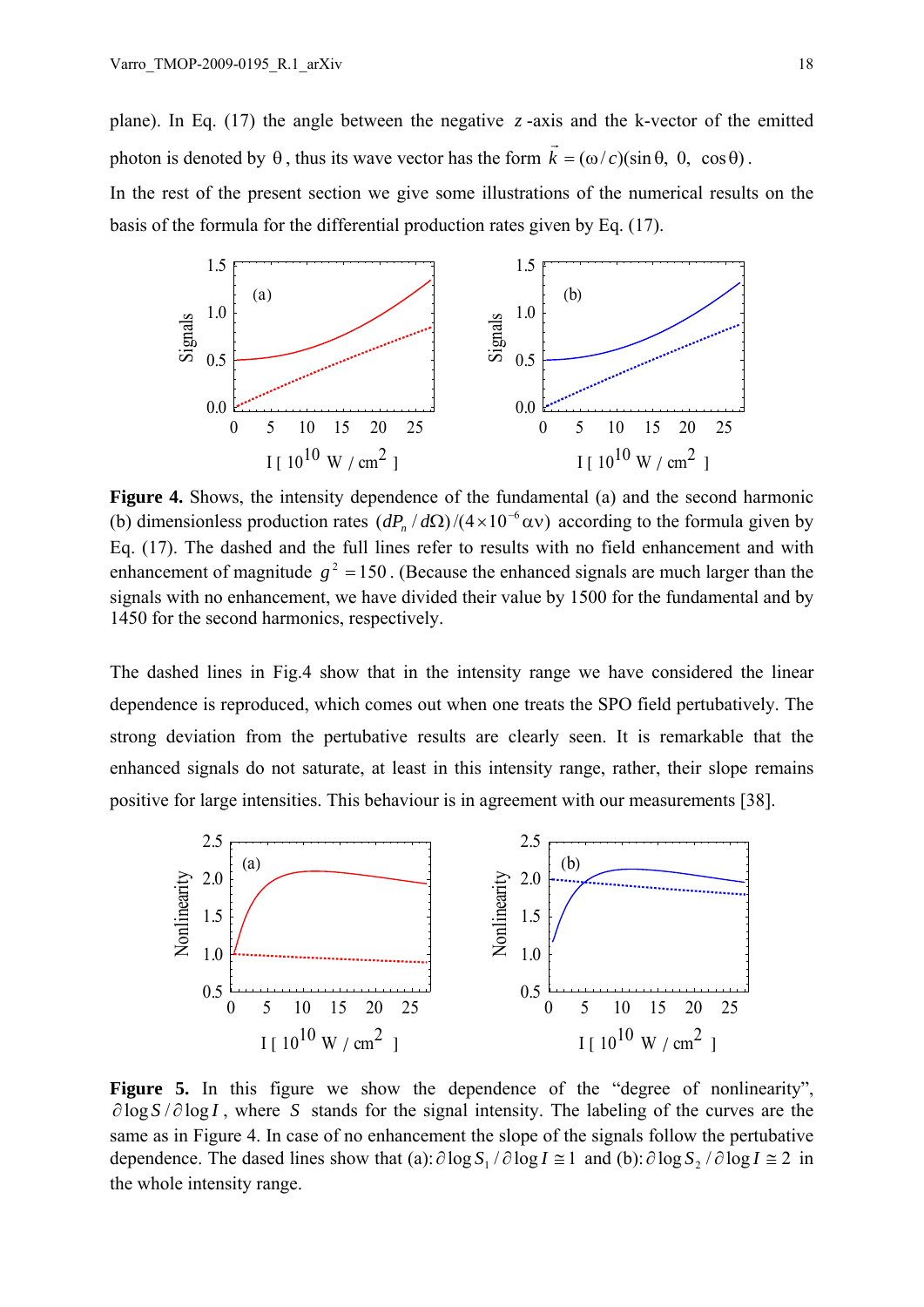plane). In Eq. (17) the angle between the negative $z$-axis and the k-vector of the emitted photon is denoted by $\theta$, thus its wave vector has the form $\vec{k} = (\omega / c)(\sin\theta,\ 0,\ \cos\theta)$.

In the rest of the present section we give some illustrations of the numerical results on the basis of the formula for the differential production rates given by Eq. (17).

**Figure 4.** Shows, the intensity dependence of the fundamental (a) and the second harmonic (b) dimensionless production rates $(dP_n / d\Omega)/(4\times10^{-6}\alpha\nu)$ according to the formula given by Eq. (17). The dashed and the full lines refer to results with no field enhancement and with enhancement of magnitude $g^2 = 150$. (Because the enhanced signals are much larger than the signals with no enhancement, we have divided their value by 1500 for the fundamental and by 1450 for the second harmonics, respectively.

The dashed lines in Fig.4 show that in the intensity range we have considered the linear dependence is reproduced, which comes out when one treats the SPO field pertubatively. The strong deviation from the pertubative results are clearly seen. It is remarkable that the enhanced signals do not saturate, at least in this intensity range, rather, their slope remains positive for large intensities. This behaviour is in agreement with our measurements [38].

**Figure 5.** In this figure we show the dependence of the "degree of nonlinearity", $\partial \log S / \partial \log I$, where $S$ stands for the signal intensity. The labeling of the curves are the same as in Figure 4. In case of no enhancement the slope of the signals follow the pertubative dependence. The dased lines show that (a): $\partial \log S_1 / \partial \log I \cong 1$ and (b): $\partial \log S_2 / \partial \log I \cong 2$ in the whole intensity range.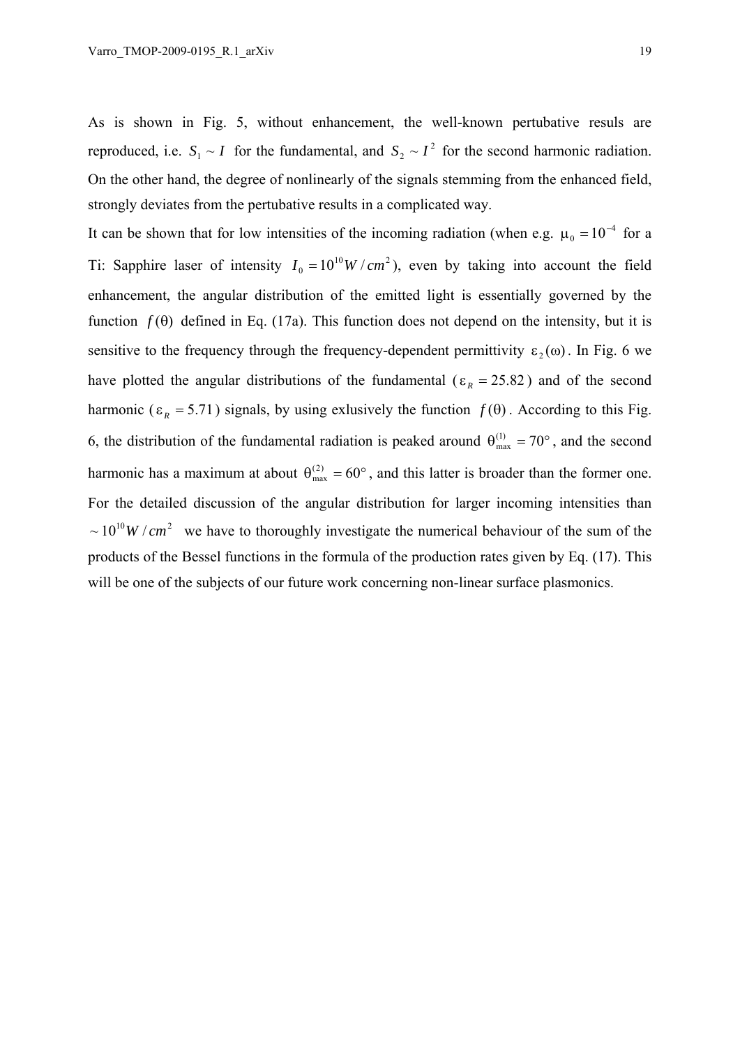As is shown in Fig. 5, without enhancement, the well-known pertubative resuls are reproduced, i.e. $S_1 \sim I$ for the fundamental, and $S_2 \sim I^2$ for the second harmonic radiation. On the other hand, the degree of nonlinearly of the signals stemming from the enhanced field, strongly deviates from the pertubative results in a complicated way.

It can be shown that for low intensities of the incoming radiation (when e.g. $\mu_0 = 10^{-4}$ for a Ti: Sapphire laser of intensity $I_0 = 10^{10} W/cm^2$), even by taking into account the field enhancement, the angular distribution of the emitted light is essentially governed by the function $f(\theta)$ defined in Eq. (17a). This function does not depend on the intensity, but it is sensitive to the frequency through the frequency-dependent permittivity $\varepsilon_2(\omega)$. In Fig. 6 we have plotted the angular distributions of the fundamental ($\varepsilon_R = 25.82$) and of the second harmonic ($\varepsilon_R = 5.71$) signals, by using exlusively the function $f(\theta)$. According to this Fig. 6, the distribution of the fundamental radiation is peaked around $\theta^{(1)}_{\max} = 70°$, and the second harmonic has a maximum at about $\theta^{(2)}_{\max} = 60°$, and this latter is broader than the former one. For the detailed discussion of the angular distribution for larger incoming intensities than $\sim 10^{10} W/cm^2$ we have to thoroughly investigate the numerical behaviour of the sum of the products of the Bessel functions in the formula of the production rates given by Eq. (17). This will be one of the subjects of our future work concerning non-linear surface plasmonics.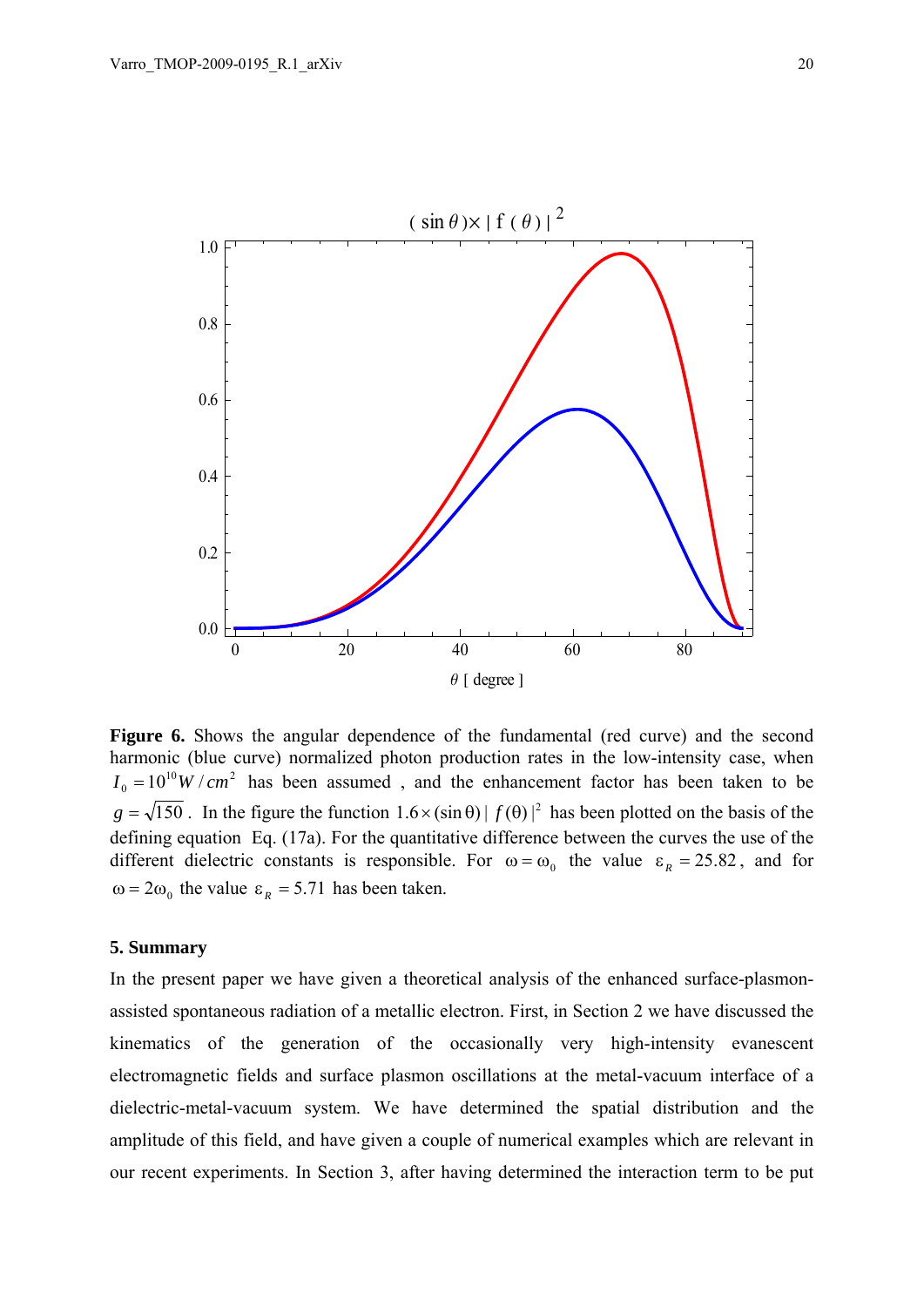**Figure 6.** Shows the angular dependence of the fundamental (red curve) and the second harmonic (blue curve) normalized photon production rates in the low-intensity case, when $I_0 = 10^{10} W/cm^2$ has been assumed , and the enhancement factor has been taken to be $g = \sqrt{150}$ . In the figure the function $1.6 \times (\sin\theta)|f(\theta)|^2$ has been plotted on the basis of the defining equation Eq. (17a). For the quantitative difference between the curves the use of the different dielectric constants is responsible. For $\omega = \omega_0$ the value $\varepsilon_R = 25.82$, and for $\omega = 2\omega_0$ the value $\varepsilon_R = 5.71$ has been taken.

## 5. Summary

In the present paper we have given a theoretical analysis of the enhanced surface-plasmon-assisted spontaneous radiation of a metallic electron. First, in Section 2 we have discussed the kinematics of the generation of the occasionally very high-intensity evanescent electromagnetic fields and surface plasmon oscillations at the metal-vacuum interface of a dielectric-metal-vacuum system. We have determined the spatial distribution and the amplitude of this field, and have given a couple of numerical examples which are relevant in our recent experiments. In Section 3, after having determined the interaction term to be put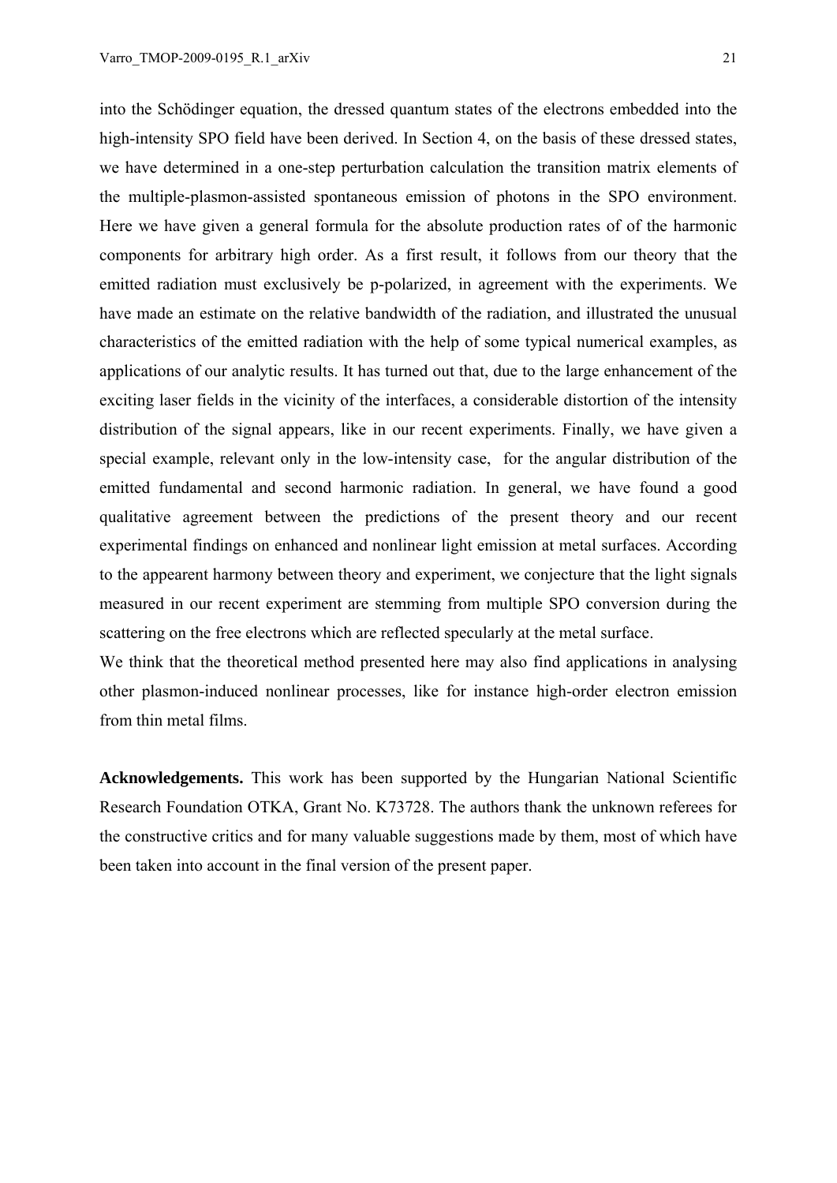into the Schödinger equation, the dressed quantum states of the electrons embedded into the high-intensity SPO field have been derived. In Section 4, on the basis of these dressed states, we have determined in a one-step perturbation calculation the transition matrix elements of the multiple-plasmon-assisted spontaneous emission of photons in the SPO environment. Here we have given a general formula for the absolute production rates of of the harmonic components for arbitrary high order. As a first result, it follows from our theory that the emitted radiation must exclusively be p-polarized, in agreement with the experiments. We have made an estimate on the relative bandwidth of the radiation, and illustrated the unusual characteristics of the emitted radiation with the help of some typical numerical examples, as applications of our analytic results. It has turned out that, due to the large enhancement of the exciting laser fields in the vicinity of the interfaces, a considerable distortion of the intensity distribution of the signal appears, like in our recent experiments. Finally, we have given a special example, relevant only in the low-intensity case, for the angular distribution of the emitted fundamental and second harmonic radiation. In general, we have found a good qualitative agreement between the predictions of the present theory and our recent experimental findings on enhanced and nonlinear light emission at metal surfaces. According to the appearent harmony between theory and experiment, we conjecture that the light signals measured in our recent experiment are stemming from multiple SPO conversion during the scattering on the free electrons which are reflected specularly at the metal surface.

We think that the theoretical method presented here may also find applications in analysing other plasmon-induced nonlinear processes, like for instance high-order electron emission from thin metal films.

**Acknowledgements.** This work has been supported by the Hungarian National Scientific Research Foundation OTKA, Grant No. K73728. The authors thank the unknown referees for the constructive critics and for many valuable suggestions made by them, most of which have been taken into account in the final version of the present paper.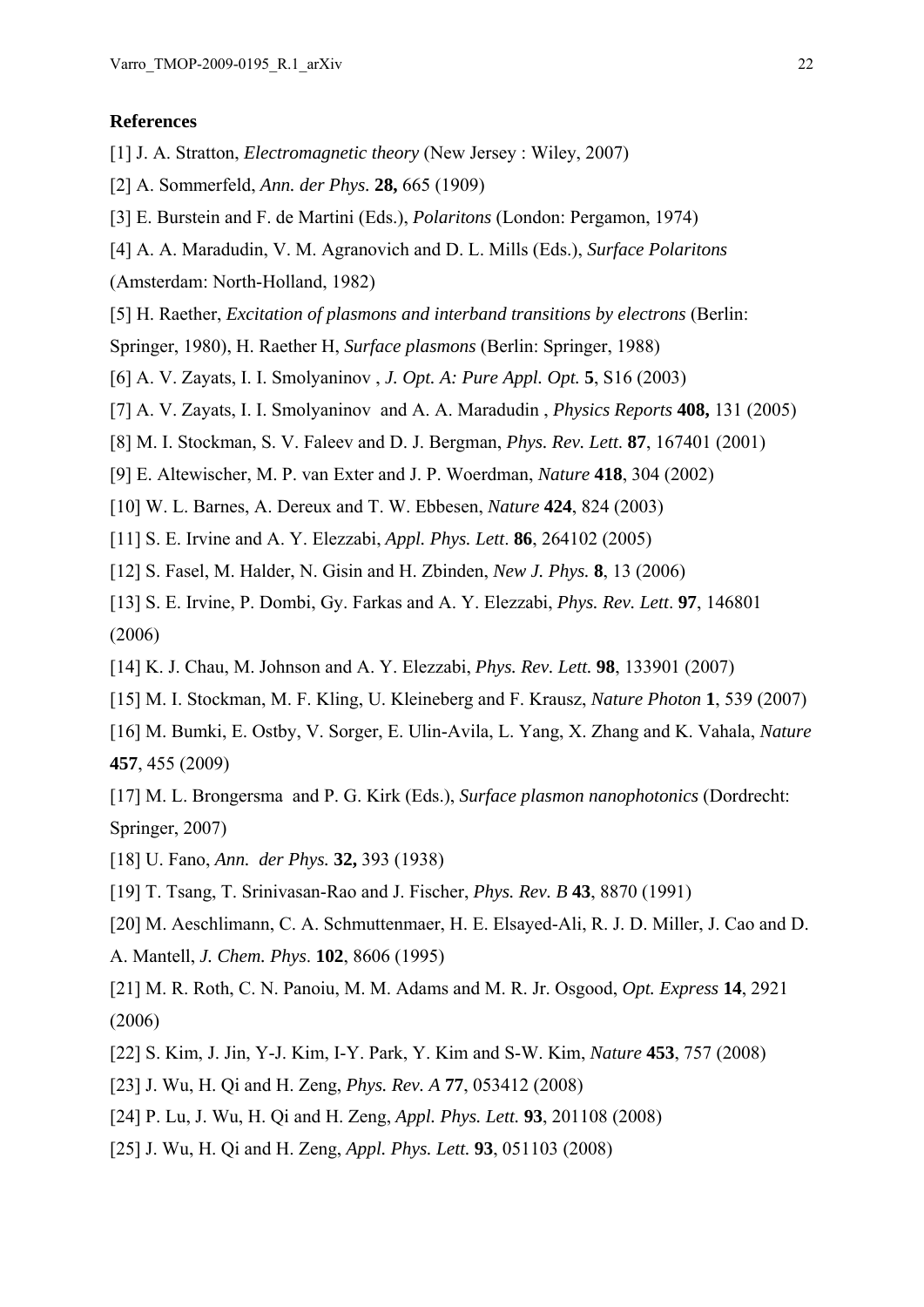**References**

[1] J. A. Stratton, *Electromagnetic theory* (New Jersey : Wiley, 2007)

[2] A. Sommerfeld, *Ann. der Phys.* **28,** 665 (1909)

[3] E. Burstein and F. de Martini (Eds.), *Polaritons* (London: Pergamon, 1974)

[4] A. A. Maradudin, V. M. Agranovich and D. L. Mills (Eds.), *Surface Polaritons* (Amsterdam: North-Holland, 1982)

[5] H. Raether, *Excitation of plasmons and interband transitions by electrons* (Berlin: Springer, 1980), H. Raether H, *Surface plasmons* (Berlin: Springer, 1988)

[6] A. V. Zayats, I. I. Smolyaninov , *J. Opt. A: Pure Appl. Opt.* **5**, S16 (2003)

[7] A. V. Zayats, I. I. Smolyaninov and A. A. Maradudin , *Physics Reports* **408,** 131 (2005)

[8] M. I. Stockman, S. V. Faleev and D. J. Bergman, *Phys. Rev. Lett*. **87**, 167401 (2001)

[9] E. Altewischer, M. P. van Exter and J. P. Woerdman, *Nature* **418**, 304 (2002)

[10] W. L. Barnes, A. Dereux and T. W. Ebbesen, *Nature* **424**, 824 (2003)

[11] S. E. Irvine and A. Y. Elezzabi, *Appl. Phys. Lett*. **86**, 264102 (2005)

[12] S. Fasel, M. Halder, N. Gisin and H. Zbinden, *New J. Phys.* **8**, 13 (2006)

[13] S. E. Irvine, P. Dombi, Gy. Farkas and A. Y. Elezzabi, *Phys. Rev. Lett*. **97**, 146801 (2006)

[14] K. J. Chau, M. Johnson and A. Y. Elezzabi, *Phys. Rev. Lett.* **98**, 133901 (2007)

[15] M. I. Stockman, M. F. Kling, U. Kleineberg and F. Krausz, *Nature Photon* **1**, 539 (2007)

[16] M. Bumki, E. Ostby, V. Sorger, E. Ulin-Avila, L. Yang, X. Zhang and K. Vahala, *Nature* **457**, 455 (2009)

[17] M. L. Brongersma and P. G. Kirk (Eds.), *Surface plasmon nanophotonics* (Dordrecht: Springer, 2007)

[18] U. Fano, *Ann. der Phys.* **32,** 393 (1938)

[19] T. Tsang, T. Srinivasan-Rao and J. Fischer, *Phys. Rev. B* **43**, 8870 (1991)

[20] M. Aeschlimann, C. A. Schmuttenmaer, H. E. Elsayed-Ali, R. J. D. Miller, J. Cao and D. A. Mantell, *J. Chem. Phys*. **102**, 8606 (1995)

[21] M. R. Roth, C. N. Panoiu, M. M. Adams and M. R. Jr. Osgood, *Opt. Express* **14**, 2921 (2006)

[22] S. Kim, J. Jin, Y-J. Kim, I-Y. Park, Y. Kim and S-W. Kim, *Nature* **453**, 757 (2008)

[23] J. Wu, H. Qi and H. Zeng, *Phys. Rev. A* **77**, 053412 (2008)

[24] P. Lu, J. Wu, H. Qi and H. Zeng, *Appl. Phys. Lett.* **93**, 201108 (2008)

[25] J. Wu, H. Qi and H. Zeng, *Appl. Phys. Lett.* **93**, 051103 (2008)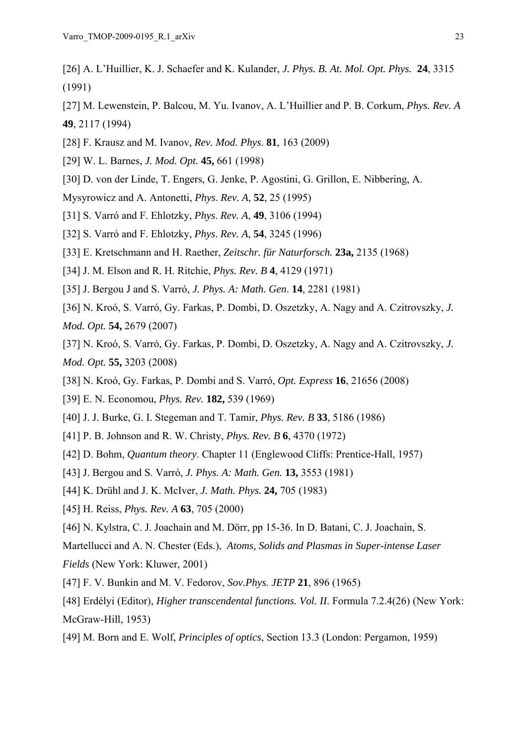[26] A. L'Huillier, K. J. Schaefer and K. Kulander, *J. Phys. B. At. Mol. Opt. Phys.* **24**, 3315 (1991)

[27] M. Lewenstein, P. Balcou, M. Yu. Ivanov, A. L'Huillier and P. B. Corkum, *Phys. Rev. A* **49**, 2117 (1994)

[28] F. Krausz and M. Ivanov, *Rev. Mod. Phys*. **81**, 163 (2009)

[29] W. L. Barnes, *J. Mod. Opt.* **45,** 661 (1998)

[30] D. von der Linde, T. Engers, G. Jenke, P. Agostini, G. Grillon, E. Nibbering, A. Mysyrowicz and A. Antonetti, *Phys. Rev. A*, **52**, 25 (1995)

[31] S. Varró and F. Ehlotzky, *Phys. Rev. A*, **49**, 3106 (1994)

[32] S. Varró and F. Ehlotzky, *Phys. Rev. A*, **54**, 3245 (1996)

[33] E. Kretschmann and H. Raether, *Zeitschr. für Naturforsch.* **23a,** 2135 (1968)

[34] J. M. Elson and R. H. Ritchie, *Phys. Rev. B* **4**, 4129 (1971)

[35] J. Bergou J and S. Varró, *J. Phys. A: Math. Gen*. **14**, 2281 (1981)

[36] N. Kroó, S. Varró, Gy. Farkas, P. Dombi, D. Oszetzky, A. Nagy and A. Czitrovszky, *J. Mod. Opt.* **54,** 2679 (2007)

[37] N. Kroó, S. Varró, Gy. Farkas, P. Dombi, D. Oszetzky, A. Nagy and A. Czitrovszky, *J. Mod. Opt.* **55,** 3203 (2008)

[38] N. Kroó, Gy. Farkas, P. Dombi and S. Varró, *Opt. Express* **16**, 21656 (2008)

[39] E. N. Economou, *Phys. Rev.* **182,** 539 (1969)

[40] J. J. Burke, G. I. Stegeman and T. Tamir, *Phys. Rev. B* **33**, 5186 (1986)

[41] P. B. Johnson and R. W. Christy, *Phys. Rev. B* **6**, 4370 (1972)

[42] D. Bohm, *Quantum theory*. Chapter 11 (Englewood Cliffs: Prentice-Hall, 1957)

[43] J. Bergou and S. Varró, *J. Phys. A: Math. Gen.* **13,** 3553 (1981)

[44] K. Drühl and J. K. McIver, *J. Math. Phys.* **24,** 705 (1983)

[45] H. Reiss, *Phys. Rev. A* **63**, 705 (2000)

[46] N. Kylstra, C. J. Joachain and M. Dörr, pp 15-36. In D. Batani, C. J. Joachain, S. Martellucci and A. N. Chester (Eds.), *Atoms, Solids and Plasmas in Super-intense Laser Fields* (New York: Kluwer, 2001)

[47] F. V. Bunkin and M. V. Fedorov, *Sov.Phys. JETP* **21**, 896 (1965)

[48] Erdélyi (Editor), *Higher transcendental functions. Vol. II*. Formula 7.2.4(26) (New York: McGraw-Hill, 1953)

[49] M. Born and E. Wolf, *Principles of optics*, Section 13.3 (London: Pergamon, 1959)